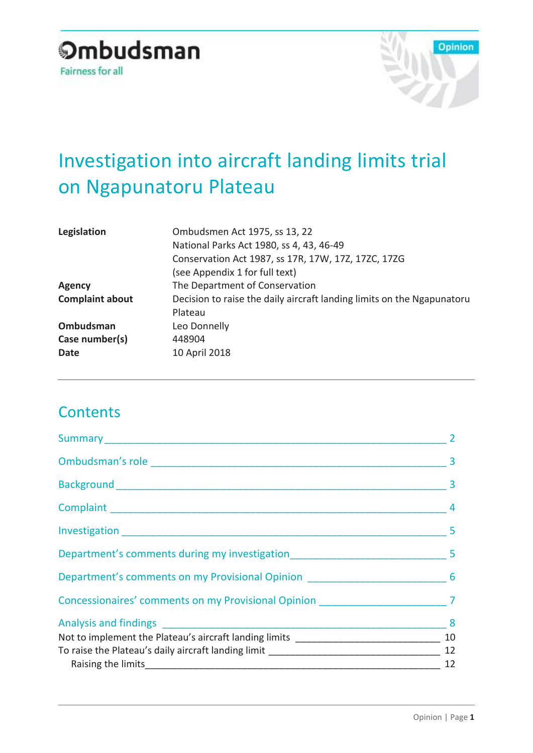Ombudsman

Fairness for all

Opinion

# Investigation into aircraft landing limits trial on Ngapunatoru Plateau

| | |
|---|---|
| **Legislation** | Ombudsmen Act 1975, ss 13, 22<br>National Parks Act 1980, ss 4, 43, 46-49<br>Conservation Act 1987, ss 17R, 17W, 17Z, 17ZC, 17ZG<br>(see Appendix 1 for full text) |
| **Agency** | The Department of Conservation |
| **Complaint about** | Decision to raise the daily aircraft landing limits on the Ngapunatoru Plateau |
| **Ombudsman** | Leo Donnelly |
| **Case number(s)** | 448904 |
| **Date** | 10 April 2018 |

## Contents

Summary ____ 2

Ombudsman's role ____ 3

Background ____ 3

Complaint ____ 4

Investigation ____ 5

Department's comments during my investigation ____ 5

Department's comments on my Provisional Opinion ____ 6

Concessionaires' comments on my Provisional Opinion ____ 7

Analysis and findings ____ 8

Not to implement the Plateau's aircraft landing limits ____ 10

To raise the Plateau's daily aircraft landing limit ____ 12

Raising the limits ____ 12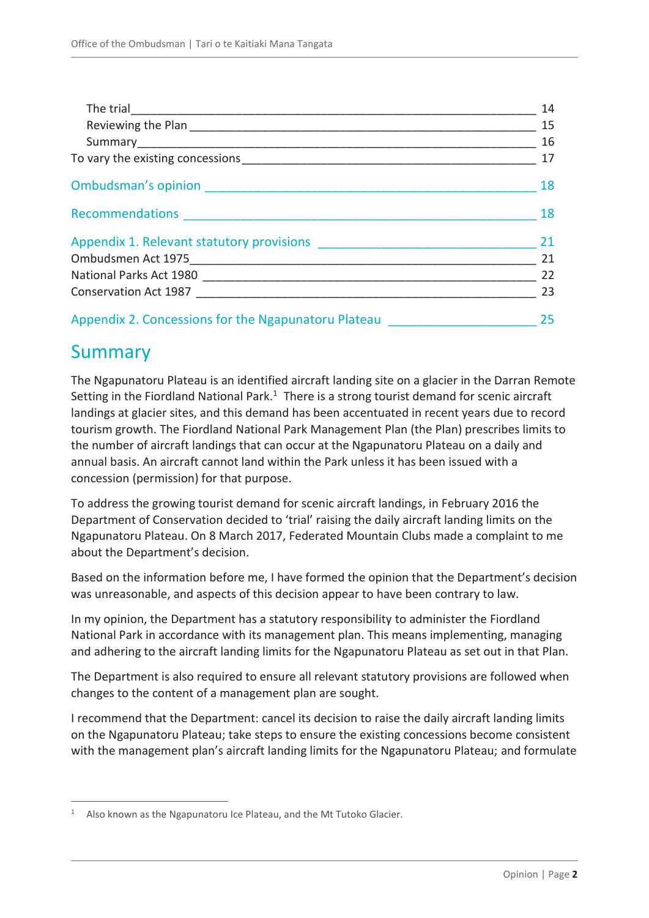The trial 14
Reviewing the Plan 15
Summary 16
To vary the existing concessions 17

Ombudsman's opinion 18

Recommendations 18

Appendix 1. Relevant statutory provisions 21
Ombudsmen Act 1975 21
National Parks Act 1980 22
Conservation Act 1987 23

Appendix 2. Concessions for the Ngapunatoru Plateau 25

# Summary

The Ngapunatoru Plateau is an identified aircraft landing site on a glacier in the Darran Remote Setting in the Fiordland National Park.[1] There is a strong tourist demand for scenic aircraft landings at glacier sites, and this demand has been accentuated in recent years due to record tourism growth. The Fiordland National Park Management Plan (the Plan) prescribes limits to the number of aircraft landings that can occur at the Ngapunatoru Plateau on a daily and annual basis. An aircraft cannot land within the Park unless it has been issued with a concession (permission) for that purpose.

To address the growing tourist demand for scenic aircraft landings, in February 2016 the Department of Conservation decided to 'trial' raising the daily aircraft landing limits on the Ngapunatoru Plateau. On 8 March 2017, Federated Mountain Clubs made a complaint to me about the Department's decision.

Based on the information before me, I have formed the opinion that the Department's decision was unreasonable, and aspects of this decision appear to have been contrary to law.

In my opinion, the Department has a statutory responsibility to administer the Fiordland National Park in accordance with its management plan. This means implementing, managing and adhering to the aircraft landing limits for the Ngapunatoru Plateau as set out in that Plan.

The Department is also required to ensure all relevant statutory provisions are followed when changes to the content of a management plan are sought.

I recommend that the Department: cancel its decision to raise the daily aircraft landing limits on the Ngapunatoru Plateau; take steps to ensure the existing concessions become consistent with the management plan's aircraft landing limits for the Ngapunatoru Plateau; and formulate

[1] Also known as the Ngapunatoru Ice Plateau, and the Mt Tutoko Glacier.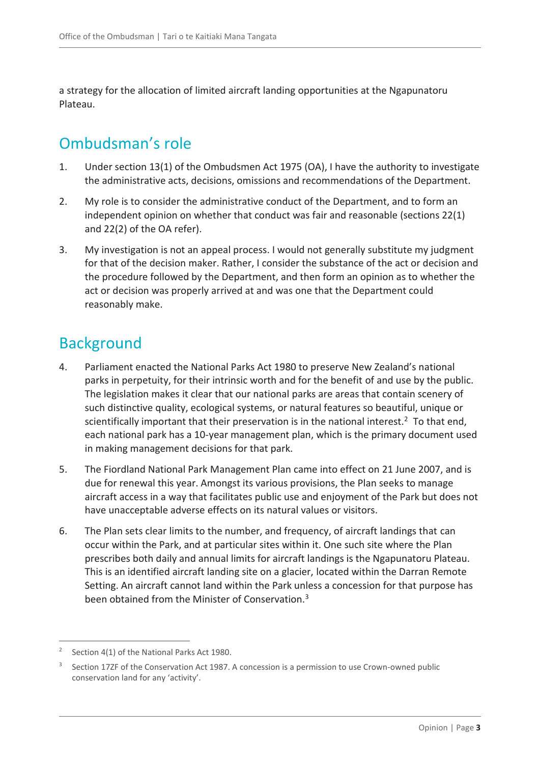a strategy for the allocation of limited aircraft landing opportunities at the Ngapunatoru Plateau.

## Ombudsman's role

1. Under section 13(1) of the Ombudsmen Act 1975 (OA), I have the authority to investigate the administrative acts, decisions, omissions and recommendations of the Department.

2. My role is to consider the administrative conduct of the Department, and to form an independent opinion on whether that conduct was fair and reasonable (sections 22(1) and 22(2) of the OA refer).

3. My investigation is not an appeal process. I would not generally substitute my judgment for that of the decision maker. Rather, I consider the substance of the act or decision and the procedure followed by the Department, and then form an opinion as to whether the act or decision was properly arrived at and was one that the Department could reasonably make.

## Background

4. Parliament enacted the National Parks Act 1980 to preserve New Zealand's national parks in perpetuity, for their intrinsic worth and for the benefit of and use by the public. The legislation makes it clear that our national parks are areas that contain scenery of such distinctive quality, ecological systems, or natural features so beautiful, unique or scientifically important that their preservation is in the national interest.[2] To that end, each national park has a 10-year management plan, which is the primary document used in making management decisions for that park.

5. The Fiordland National Park Management Plan came into effect on 21 June 2007, and is due for renewal this year. Amongst its various provisions, the Plan seeks to manage aircraft access in a way that facilitates public use and enjoyment of the Park but does not have unacceptable adverse effects on its natural values or visitors.

6. The Plan sets clear limits to the number, and frequency, of aircraft landings that can occur within the Park, and at particular sites within it. One such site where the Plan prescribes both daily and annual limits for aircraft landings is the Ngapunatoru Plateau. This is an identified aircraft landing site on a glacier, located within the Darran Remote Setting. An aircraft cannot land within the Park unless a concession for that purpose has been obtained from the Minister of Conservation.[3]

---

[2] Section 4(1) of the National Parks Act 1980.

[3] Section 17ZF of the Conservation Act 1987. A concession is a permission to use Crown-owned public conservation land for any 'activity'.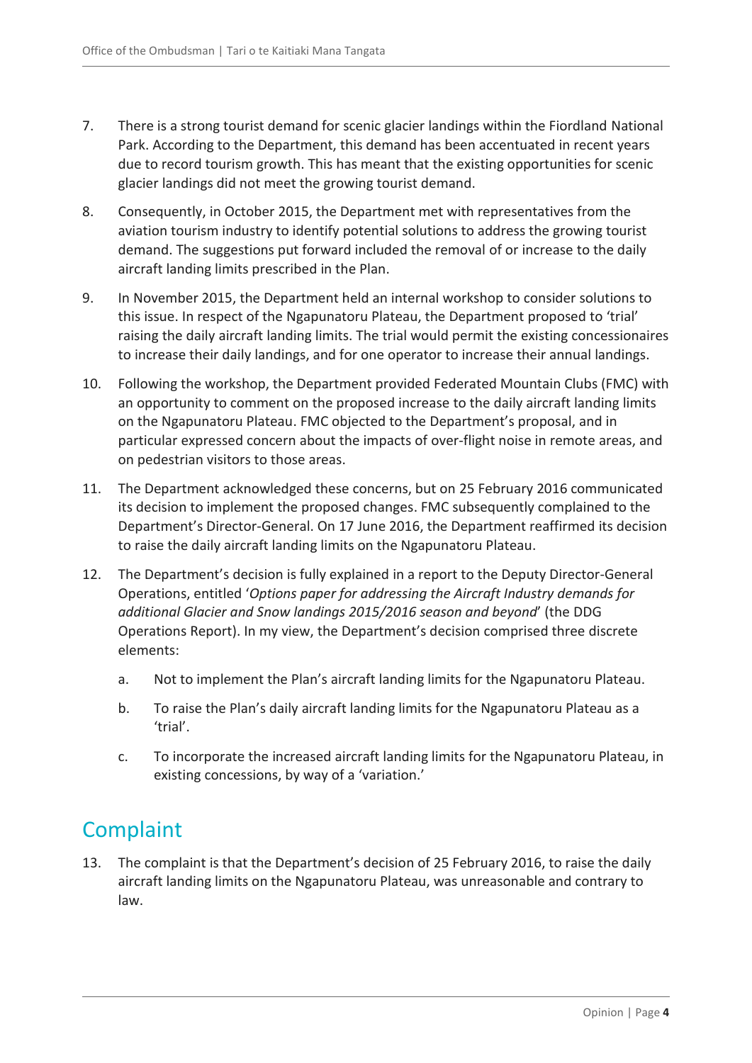7. There is a strong tourist demand for scenic glacier landings within the Fiordland National Park. According to the Department, this demand has been accentuated in recent years due to record tourism growth. This has meant that the existing opportunities for scenic glacier landings did not meet the growing tourist demand.

8. Consequently, in October 2015, the Department met with representatives from the aviation tourism industry to identify potential solutions to address the growing tourist demand. The suggestions put forward included the removal of or increase to the daily aircraft landing limits prescribed in the Plan.

9. In November 2015, the Department held an internal workshop to consider solutions to this issue. In respect of the Ngapunatoru Plateau, the Department proposed to 'trial' raising the daily aircraft landing limits. The trial would permit the existing concessionaires to increase their daily landings, and for one operator to increase their annual landings.

10. Following the workshop, the Department provided Federated Mountain Clubs (FMC) with an opportunity to comment on the proposed increase to the daily aircraft landing limits on the Ngapunatoru Plateau. FMC objected to the Department's proposal, and in particular expressed concern about the impacts of over-flight noise in remote areas, and on pedestrian visitors to those areas.

11. The Department acknowledged these concerns, but on 25 February 2016 communicated its decision to implement the proposed changes. FMC subsequently complained to the Department's Director-General. On 17 June 2016, the Department reaffirmed its decision to raise the daily aircraft landing limits on the Ngapunatoru Plateau.

12. The Department's decision is fully explained in a report to the Deputy Director-General Operations, entitled '*Options paper for addressing the Aircraft Industry demands for additional Glacier and Snow landings 2015/2016 season and beyond*' (the DDG Operations Report). In my view, the Department's decision comprised three discrete elements:

    a. Not to implement the Plan's aircraft landing limits for the Ngapunatoru Plateau.

    b. To raise the Plan's daily aircraft landing limits for the Ngapunatoru Plateau as a 'trial'.

    c. To incorporate the increased aircraft landing limits for the Ngapunatoru Plateau, in existing concessions, by way of a 'variation.'

## Complaint

13. The complaint is that the Department's decision of 25 February 2016, to raise the daily aircraft landing limits on the Ngapunatoru Plateau, was unreasonable and contrary to law.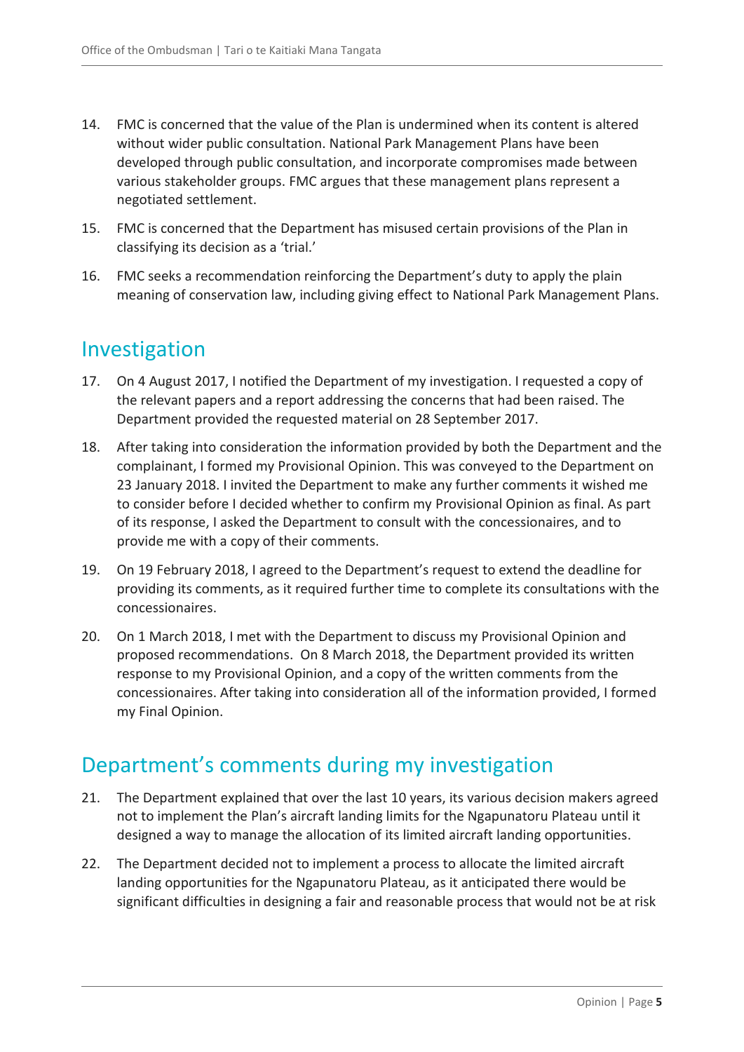14. FMC is concerned that the value of the Plan is undermined when its content is altered without wider public consultation. National Park Management Plans have been developed through public consultation, and incorporate compromises made between various stakeholder groups. FMC argues that these management plans represent a negotiated settlement.

15. FMC is concerned that the Department has misused certain provisions of the Plan in classifying its decision as a 'trial.'

16. FMC seeks a recommendation reinforcing the Department's duty to apply the plain meaning of conservation law, including giving effect to National Park Management Plans.

## Investigation

17. On 4 August 2017, I notified the Department of my investigation. I requested a copy of the relevant papers and a report addressing the concerns that had been raised. The Department provided the requested material on 28 September 2017.

18. After taking into consideration the information provided by both the Department and the complainant, I formed my Provisional Opinion. This was conveyed to the Department on 23 January 2018. I invited the Department to make any further comments it wished me to consider before I decided whether to confirm my Provisional Opinion as final. As part of its response, I asked the Department to consult with the concessionaires, and to provide me with a copy of their comments.

19. On 19 February 2018, I agreed to the Department's request to extend the deadline for providing its comments, as it required further time to complete its consultations with the concessionaires.

20. On 1 March 2018, I met with the Department to discuss my Provisional Opinion and proposed recommendations. On 8 March 2018, the Department provided its written response to my Provisional Opinion, and a copy of the written comments from the concessionaires. After taking into consideration all of the information provided, I formed my Final Opinion.

## Department's comments during my investigation

21. The Department explained that over the last 10 years, its various decision makers agreed not to implement the Plan's aircraft landing limits for the Ngapunatoru Plateau until it designed a way to manage the allocation of its limited aircraft landing opportunities.

22. The Department decided not to implement a process to allocate the limited aircraft landing opportunities for the Ngapunatoru Plateau, as it anticipated there would be significant difficulties in designing a fair and reasonable process that would not be at risk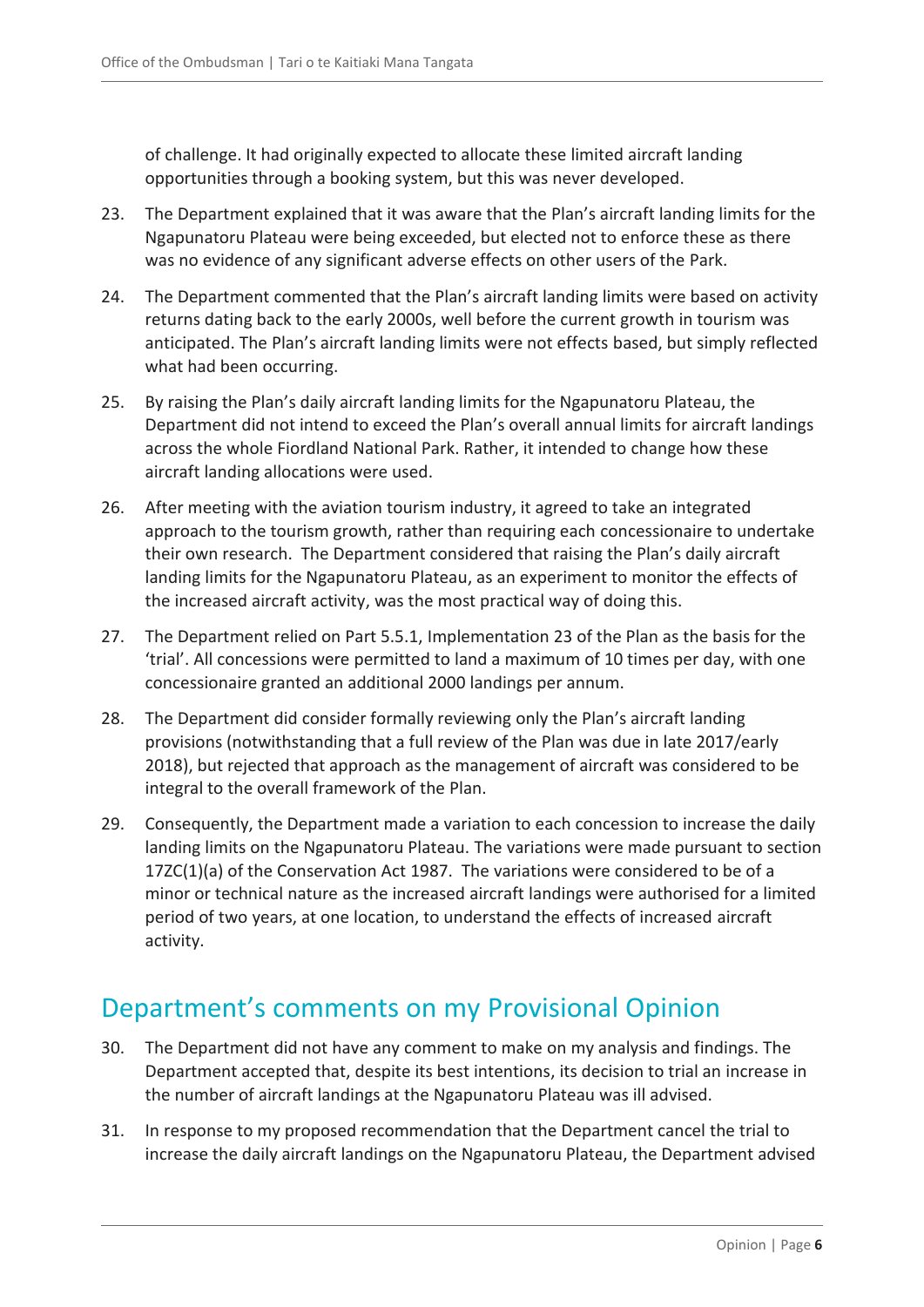of challenge. It had originally expected to allocate these limited aircraft landing opportunities through a booking system, but this was never developed.

23. The Department explained that it was aware that the Plan's aircraft landing limits for the Ngapunatoru Plateau were being exceeded, but elected not to enforce these as there was no evidence of any significant adverse effects on other users of the Park.

24. The Department commented that the Plan's aircraft landing limits were based on activity returns dating back to the early 2000s, well before the current growth in tourism was anticipated. The Plan's aircraft landing limits were not effects based, but simply reflected what had been occurring.

25. By raising the Plan's daily aircraft landing limits for the Ngapunatoru Plateau, the Department did not intend to exceed the Plan's overall annual limits for aircraft landings across the whole Fiordland National Park. Rather, it intended to change how these aircraft landing allocations were used.

26. After meeting with the aviation tourism industry, it agreed to take an integrated approach to the tourism growth, rather than requiring each concessionaire to undertake their own research. The Department considered that raising the Plan's daily aircraft landing limits for the Ngapunatoru Plateau, as an experiment to monitor the effects of the increased aircraft activity, was the most practical way of doing this.

27. The Department relied on Part 5.5.1, Implementation 23 of the Plan as the basis for the 'trial'. All concessions were permitted to land a maximum of 10 times per day, with one concessionaire granted an additional 2000 landings per annum.

28. The Department did consider formally reviewing only the Plan's aircraft landing provisions (notwithstanding that a full review of the Plan was due in late 2017/early 2018), but rejected that approach as the management of aircraft was considered to be integral to the overall framework of the Plan.

29. Consequently, the Department made a variation to each concession to increase the daily landing limits on the Ngapunatoru Plateau. The variations were made pursuant to section 17ZC(1)(a) of the Conservation Act 1987. The variations were considered to be of a minor or technical nature as the increased aircraft landings were authorised for a limited period of two years, at one location, to understand the effects of increased aircraft activity.

## Department's comments on my Provisional Opinion

30. The Department did not have any comment to make on my analysis and findings. The Department accepted that, despite its best intentions, its decision to trial an increase in the number of aircraft landings at the Ngapunatoru Plateau was ill advised.

31. In response to my proposed recommendation that the Department cancel the trial to increase the daily aircraft landings on the Ngapunatoru Plateau, the Department advised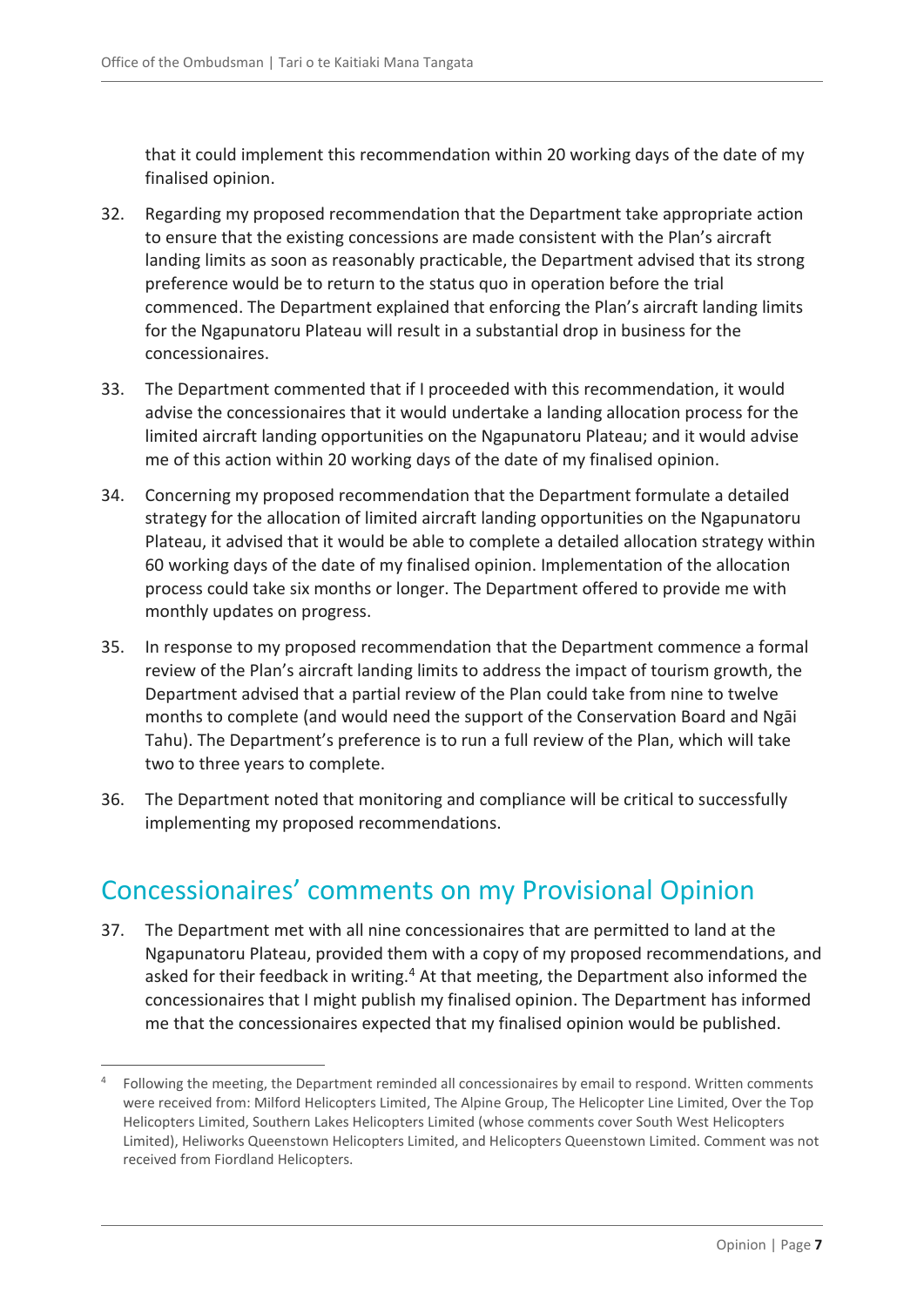that it could implement this recommendation within 20 working days of the date of my finalised opinion.

32. Regarding my proposed recommendation that the Department take appropriate action to ensure that the existing concessions are made consistent with the Plan's aircraft landing limits as soon as reasonably practicable, the Department advised that its strong preference would be to return to the status quo in operation before the trial commenced. The Department explained that enforcing the Plan's aircraft landing limits for the Ngapunatoru Plateau will result in a substantial drop in business for the concessionaires.

33. The Department commented that if I proceeded with this recommendation, it would advise the concessionaires that it would undertake a landing allocation process for the limited aircraft landing opportunities on the Ngapunatoru Plateau; and it would advise me of this action within 20 working days of the date of my finalised opinion.

34. Concerning my proposed recommendation that the Department formulate a detailed strategy for the allocation of limited aircraft landing opportunities on the Ngapunatoru Plateau, it advised that it would be able to complete a detailed allocation strategy within 60 working days of the date of my finalised opinion. Implementation of the allocation process could take six months or longer. The Department offered to provide me with monthly updates on progress.

35. In response to my proposed recommendation that the Department commence a formal review of the Plan's aircraft landing limits to address the impact of tourism growth, the Department advised that a partial review of the Plan could take from nine to twelve months to complete (and would need the support of the Conservation Board and Ngāi Tahu). The Department's preference is to run a full review of the Plan, which will take two to three years to complete.

36. The Department noted that monitoring and compliance will be critical to successfully implementing my proposed recommendations.

## Concessionaires' comments on my Provisional Opinion

37. The Department met with all nine concessionaires that are permitted to land at the Ngapunatoru Plateau, provided them with a copy of my proposed recommendations, and asked for their feedback in writing.[4] At that meeting, the Department also informed the concessionaires that I might publish my finalised opinion. The Department has informed me that the concessionaires expected that my finalised opinion would be published.

[4] Following the meeting, the Department reminded all concessionaires by email to respond. Written comments were received from: Milford Helicopters Limited, The Alpine Group, The Helicopter Line Limited, Over the Top Helicopters Limited, Southern Lakes Helicopters Limited (whose comments cover South West Helicopters Limited), Heliworks Queenstown Helicopters Limited, and Helicopters Queenstown Limited. Comment was not received from Fiordland Helicopters.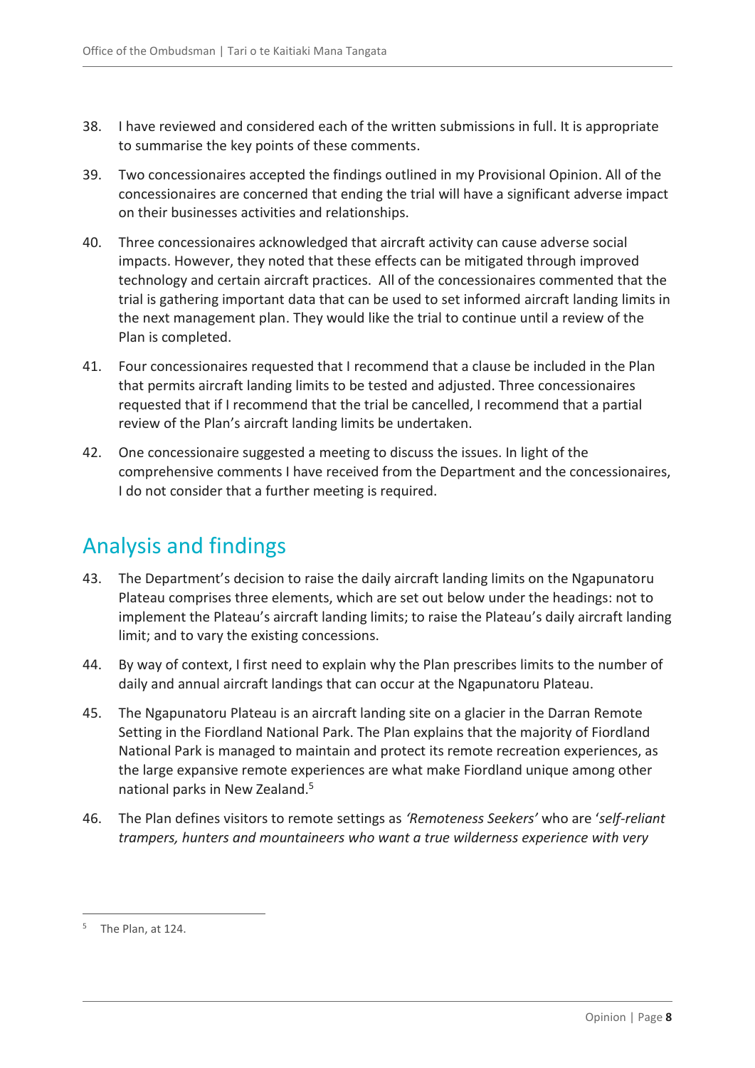38. I have reviewed and considered each of the written submissions in full. It is appropriate to summarise the key points of these comments.

39. Two concessionaires accepted the findings outlined in my Provisional Opinion. All of the concessionaires are concerned that ending the trial will have a significant adverse impact on their businesses activities and relationships.

40. Three concessionaires acknowledged that aircraft activity can cause adverse social impacts. However, they noted that these effects can be mitigated through improved technology and certain aircraft practices. All of the concessionaires commented that the trial is gathering important data that can be used to set informed aircraft landing limits in the next management plan. They would like the trial to continue until a review of the Plan is completed.

41. Four concessionaires requested that I recommend that a clause be included in the Plan that permits aircraft landing limits to be tested and adjusted. Three concessionaires requested that if I recommend that the trial be cancelled, I recommend that a partial review of the Plan's aircraft landing limits be undertaken.

42. One concessionaire suggested a meeting to discuss the issues. In light of the comprehensive comments I have received from the Department and the concessionaires, I do not consider that a further meeting is required.

## Analysis and findings

43. The Department's decision to raise the daily aircraft landing limits on the Ngapunatoru Plateau comprises three elements, which are set out below under the headings: not to implement the Plateau's aircraft landing limits; to raise the Plateau's daily aircraft landing limit; and to vary the existing concessions.

44. By way of context, I first need to explain why the Plan prescribes limits to the number of daily and annual aircraft landings that can occur at the Ngapunatoru Plateau.

45. The Ngapunatoru Plateau is an aircraft landing site on a glacier in the Darran Remote Setting in the Fiordland National Park. The Plan explains that the majority of Fiordland National Park is managed to maintain and protect its remote recreation experiences, as the large expansive remote experiences are what make Fiordland unique among other national parks in New Zealand.[5]

46. The Plan defines visitors to remote settings as *'Remoteness Seekers'* who are '*self-reliant trampers, hunters and mountaineers who want a true wilderness experience with very*

[5] The Plan, at 124.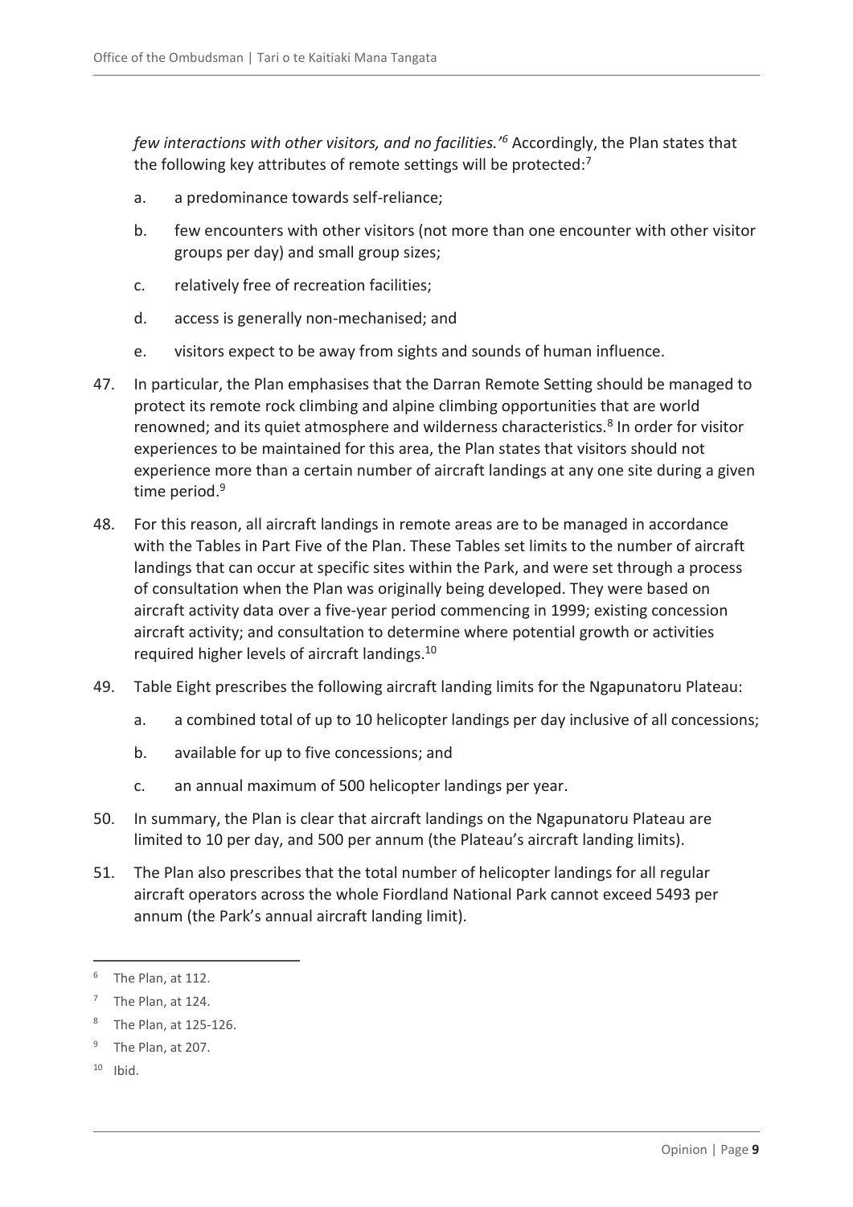*few interactions with other visitors, and no facilities.'*[6] Accordingly, the Plan states that the following key attributes of remote settings will be protected:[7]

a. a predominance towards self-reliance;

b. few encounters with other visitors (not more than one encounter with other visitor groups per day) and small group sizes;

c. relatively free of recreation facilities;

d. access is generally non-mechanised; and

e. visitors expect to be away from sights and sounds of human influence.

47. In particular, the Plan emphasises that the Darran Remote Setting should be managed to protect its remote rock climbing and alpine climbing opportunities that are world renowned; and its quiet atmosphere and wilderness characteristics.[8] In order for visitor experiences to be maintained for this area, the Plan states that visitors should not experience more than a certain number of aircraft landings at any one site during a given time period.[9]

48. For this reason, all aircraft landings in remote areas are to be managed in accordance with the Tables in Part Five of the Plan. These Tables set limits to the number of aircraft landings that can occur at specific sites within the Park, and were set through a process of consultation when the Plan was originally being developed. They were based on aircraft activity data over a five-year period commencing in 1999; existing concession aircraft activity; and consultation to determine where potential growth or activities required higher levels of aircraft landings.[10]

49. Table Eight prescribes the following aircraft landing limits for the Ngapunatoru Plateau:

a. a combined total of up to 10 helicopter landings per day inclusive of all concessions;

b. available for up to five concessions; and

c. an annual maximum of 500 helicopter landings per year.

50. In summary, the Plan is clear that aircraft landings on the Ngapunatoru Plateau are limited to 10 per day, and 500 per annum (the Plateau's aircraft landing limits).

51. The Plan also prescribes that the total number of helicopter landings for all regular aircraft operators across the whole Fiordland National Park cannot exceed 5493 per annum (the Park's annual aircraft landing limit).

---

[6] The Plan, at 112.

[7] The Plan, at 124.

[8] The Plan, at 125-126.

[9] The Plan, at 207.

[10] Ibid.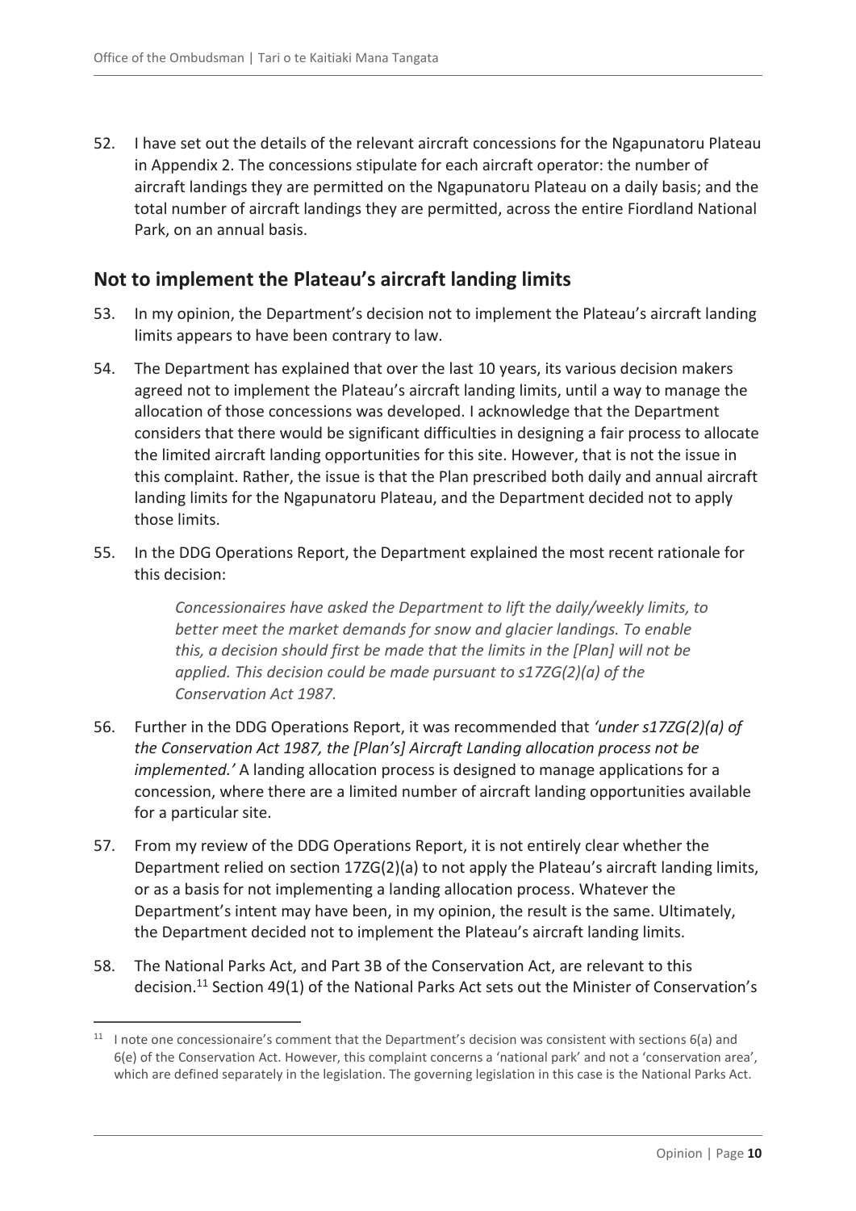52. I have set out the details of the relevant aircraft concessions for the Ngapunatoru Plateau in Appendix 2. The concessions stipulate for each aircraft operator: the number of aircraft landings they are permitted on the Ngapunatoru Plateau on a daily basis; and the total number of aircraft landings they are permitted, across the entire Fiordland National Park, on an annual basis.

## Not to implement the Plateau's aircraft landing limits

53. In my opinion, the Department's decision not to implement the Plateau's aircraft landing limits appears to have been contrary to law.

54. The Department has explained that over the last 10 years, its various decision makers agreed not to implement the Plateau's aircraft landing limits, until a way to manage the allocation of those concessions was developed. I acknowledge that the Department considers that there would be significant difficulties in designing a fair process to allocate the limited aircraft landing opportunities for this site. However, that is not the issue in this complaint. Rather, the issue is that the Plan prescribed both daily and annual aircraft landing limits for the Ngapunatoru Plateau, and the Department decided not to apply those limits.

55. In the DDG Operations Report, the Department explained the most recent rationale for this decision:

> *Concessionaires have asked the Department to lift the daily/weekly limits, to better meet the market demands for snow and glacier landings. To enable this, a decision should first be made that the limits in the [Plan] will not be applied. This decision could be made pursuant to s17ZG(2)(a) of the Conservation Act 1987.*

56. Further in the DDG Operations Report, it was recommended that *'under s17ZG(2)(a) of the Conservation Act 1987, the [Plan's] Aircraft Landing allocation process not be implemented.'* A landing allocation process is designed to manage applications for a concession, where there are a limited number of aircraft landing opportunities available for a particular site.

57. From my review of the DDG Operations Report, it is not entirely clear whether the Department relied on section 17ZG(2)(a) to not apply the Plateau's aircraft landing limits, or as a basis for not implementing a landing allocation process. Whatever the Department's intent may have been, in my opinion, the result is the same. Ultimately, the Department decided not to implement the Plateau's aircraft landing limits.

58. The National Parks Act, and Part 3B of the Conservation Act, are relevant to this decision.[11] Section 49(1) of the National Parks Act sets out the Minister of Conservation's

---

[11] I note one concessionaire's comment that the Department's decision was consistent with sections 6(a) and 6(e) of the Conservation Act. However, this complaint concerns a 'national park' and not a 'conservation area', which are defined separately in the legislation. The governing legislation in this case is the National Parks Act.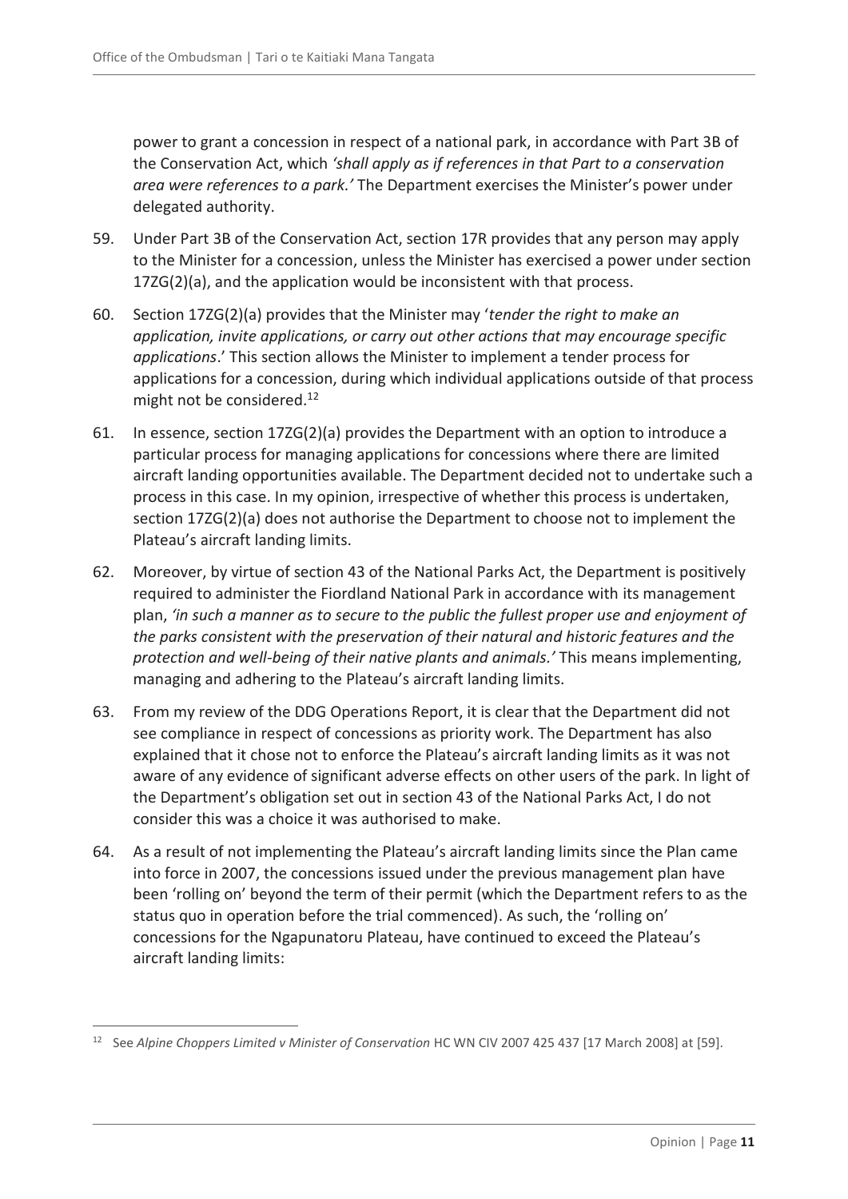power to grant a concession in respect of a national park, in accordance with Part 3B of the Conservation Act, which *'shall apply as if references in that Part to a conservation area were references to a park.'* The Department exercises the Minister's power under delegated authority.

59. Under Part 3B of the Conservation Act, section 17R provides that any person may apply to the Minister for a concession, unless the Minister has exercised a power under section 17ZG(2)(a), and the application would be inconsistent with that process.

60. Section 17ZG(2)(a) provides that the Minister may '*tender the right to make an application, invite applications, or carry out other actions that may encourage specific applications*.' This section allows the Minister to implement a tender process for applications for a concession, during which individual applications outside of that process might not be considered.[12]

61. In essence, section 17ZG(2)(a) provides the Department with an option to introduce a particular process for managing applications for concessions where there are limited aircraft landing opportunities available. The Department decided not to undertake such a process in this case. In my opinion, irrespective of whether this process is undertaken, section 17ZG(2)(a) does not authorise the Department to choose not to implement the Plateau's aircraft landing limits.

62. Moreover, by virtue of section 43 of the National Parks Act, the Department is positively required to administer the Fiordland National Park in accordance with its management plan, *'in such a manner as to secure to the public the fullest proper use and enjoyment of the parks consistent with the preservation of their natural and historic features and the protection and well-being of their native plants and animals.'* This means implementing, managing and adhering to the Plateau's aircraft landing limits.

63. From my review of the DDG Operations Report, it is clear that the Department did not see compliance in respect of concessions as priority work. The Department has also explained that it chose not to enforce the Plateau's aircraft landing limits as it was not aware of any evidence of significant adverse effects on other users of the park. In light of the Department's obligation set out in section 43 of the National Parks Act, I do not consider this was a choice it was authorised to make.

64. As a result of not implementing the Plateau's aircraft landing limits since the Plan came into force in 2007, the concessions issued under the previous management plan have been 'rolling on' beyond the term of their permit (which the Department refers to as the status quo in operation before the trial commenced). As such, the 'rolling on' concessions for the Ngapunatoru Plateau, have continued to exceed the Plateau's aircraft landing limits:

---

[12] See *Alpine Choppers Limited v Minister of Conservation* HC WN CIV 2007 425 437 [17 March 2008] at [59].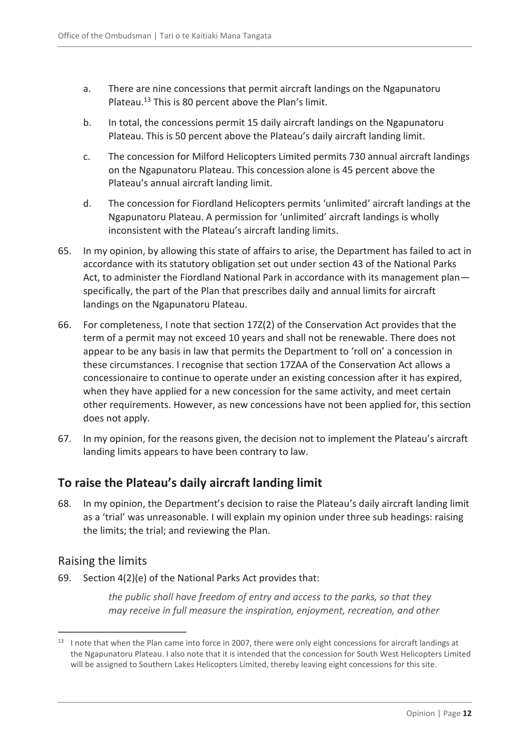a. There are nine concessions that permit aircraft landings on the Ngapunatoru Plateau.[13] This is 80 percent above the Plan's limit.

b. In total, the concessions permit 15 daily aircraft landings on the Ngapunatoru Plateau. This is 50 percent above the Plateau's daily aircraft landing limit.

c. The concession for Milford Helicopters Limited permits 730 annual aircraft landings on the Ngapunatoru Plateau. This concession alone is 45 percent above the Plateau's annual aircraft landing limit.

d. The concession for Fiordland Helicopters permits 'unlimited' aircraft landings at the Ngapunatoru Plateau. A permission for 'unlimited' aircraft landings is wholly inconsistent with the Plateau's aircraft landing limits.

65. In my opinion, by allowing this state of affairs to arise, the Department has failed to act in accordance with its statutory obligation set out under section 43 of the National Parks Act, to administer the Fiordland National Park in accordance with its management plan—specifically, the part of the Plan that prescribes daily and annual limits for aircraft landings on the Ngapunatoru Plateau.

66. For completeness, I note that section 17Z(2) of the Conservation Act provides that the term of a permit may not exceed 10 years and shall not be renewable. There does not appear to be any basis in law that permits the Department to 'roll on' a concession in these circumstances. I recognise that section 17ZAA of the Conservation Act allows a concessionaire to continue to operate under an existing concession after it has expired, when they have applied for a new concession for the same activity, and meet certain other requirements. However, as new concessions have not been applied for, this section does not apply.

67. In my opinion, for the reasons given, the decision not to implement the Plateau's aircraft landing limits appears to have been contrary to law.

## To raise the Plateau's daily aircraft landing limit

68. In my opinion, the Department's decision to raise the Plateau's daily aircraft landing limit as a 'trial' was unreasonable. I will explain my opinion under three sub headings: raising the limits; the trial; and reviewing the Plan.

### Raising the limits

69. Section 4(2)(e) of the National Parks Act provides that:

> *the public shall have freedom of entry and access to the parks, so that they may receive in full measure the inspiration, enjoyment, recreation, and other*

---

[13] I note that when the Plan came into force in 2007, there were only eight concessions for aircraft landings at the Ngapunatoru Plateau. I also note that it is intended that the concession for South West Helicopters Limited will be assigned to Southern Lakes Helicopters Limited, thereby leaving eight concessions for this site.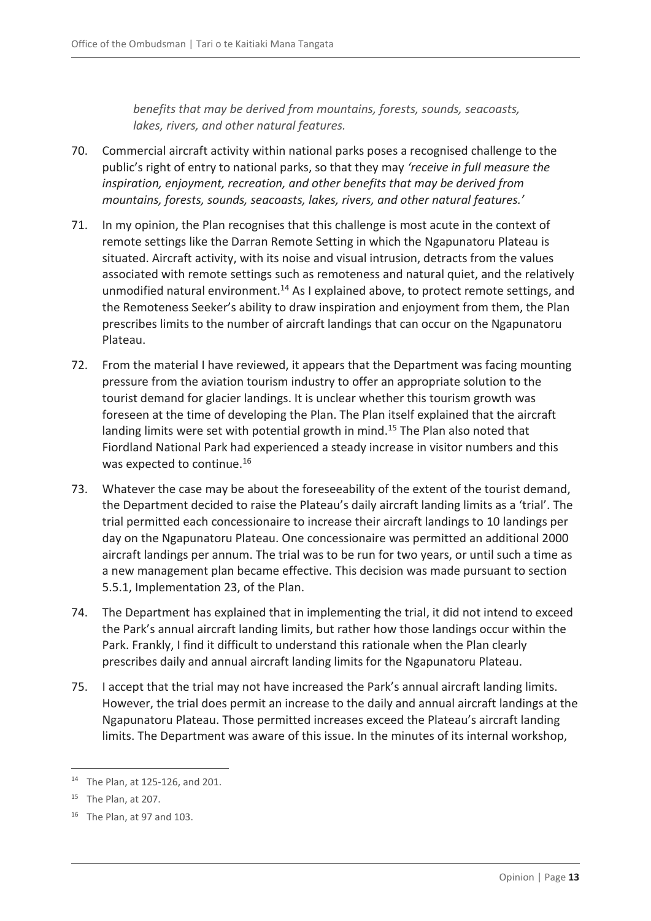*benefits that may be derived from mountains, forests, sounds, seacoasts, lakes, rivers, and other natural features.*

70. Commercial aircraft activity within national parks poses a recognised challenge to the public's right of entry to national parks, so that they may *'receive in full measure the inspiration, enjoyment, recreation, and other benefits that may be derived from mountains, forests, sounds, seacoasts, lakes, rivers, and other natural features.'*

71. In my opinion, the Plan recognises that this challenge is most acute in the context of remote settings like the Darran Remote Setting in which the Ngapunatoru Plateau is situated. Aircraft activity, with its noise and visual intrusion, detracts from the values associated with remote settings such as remoteness and natural quiet, and the relatively unmodified natural environment.[14] As I explained above, to protect remote settings, and the Remoteness Seeker's ability to draw inspiration and enjoyment from them, the Plan prescribes limits to the number of aircraft landings that can occur on the Ngapunatoru Plateau.

72. From the material I have reviewed, it appears that the Department was facing mounting pressure from the aviation tourism industry to offer an appropriate solution to the tourist demand for glacier landings. It is unclear whether this tourism growth was foreseen at the time of developing the Plan. The Plan itself explained that the aircraft landing limits were set with potential growth in mind.[15] The Plan also noted that Fiordland National Park had experienced a steady increase in visitor numbers and this was expected to continue.[16]

73. Whatever the case may be about the foreseeability of the extent of the tourist demand, the Department decided to raise the Plateau's daily aircraft landing limits as a 'trial'. The trial permitted each concessionaire to increase their aircraft landings to 10 landings per day on the Ngapunatoru Plateau. One concessionaire was permitted an additional 2000 aircraft landings per annum. The trial was to be run for two years, or until such a time as a new management plan became effective. This decision was made pursuant to section 5.5.1, Implementation 23, of the Plan.

74. The Department has explained that in implementing the trial, it did not intend to exceed the Park's annual aircraft landing limits, but rather how those landings occur within the Park. Frankly, I find it difficult to understand this rationale when the Plan clearly prescribes daily and annual aircraft landing limits for the Ngapunatoru Plateau.

75. I accept that the trial may not have increased the Park's annual aircraft landing limits. However, the trial does permit an increase to the daily and annual aircraft landings at the Ngapunatoru Plateau. Those permitted increases exceed the Plateau's aircraft landing limits. The Department was aware of this issue. In the minutes of its internal workshop,

[14] The Plan, at 125-126, and 201.

[15] The Plan, at 207.

[16] The Plan, at 97 and 103.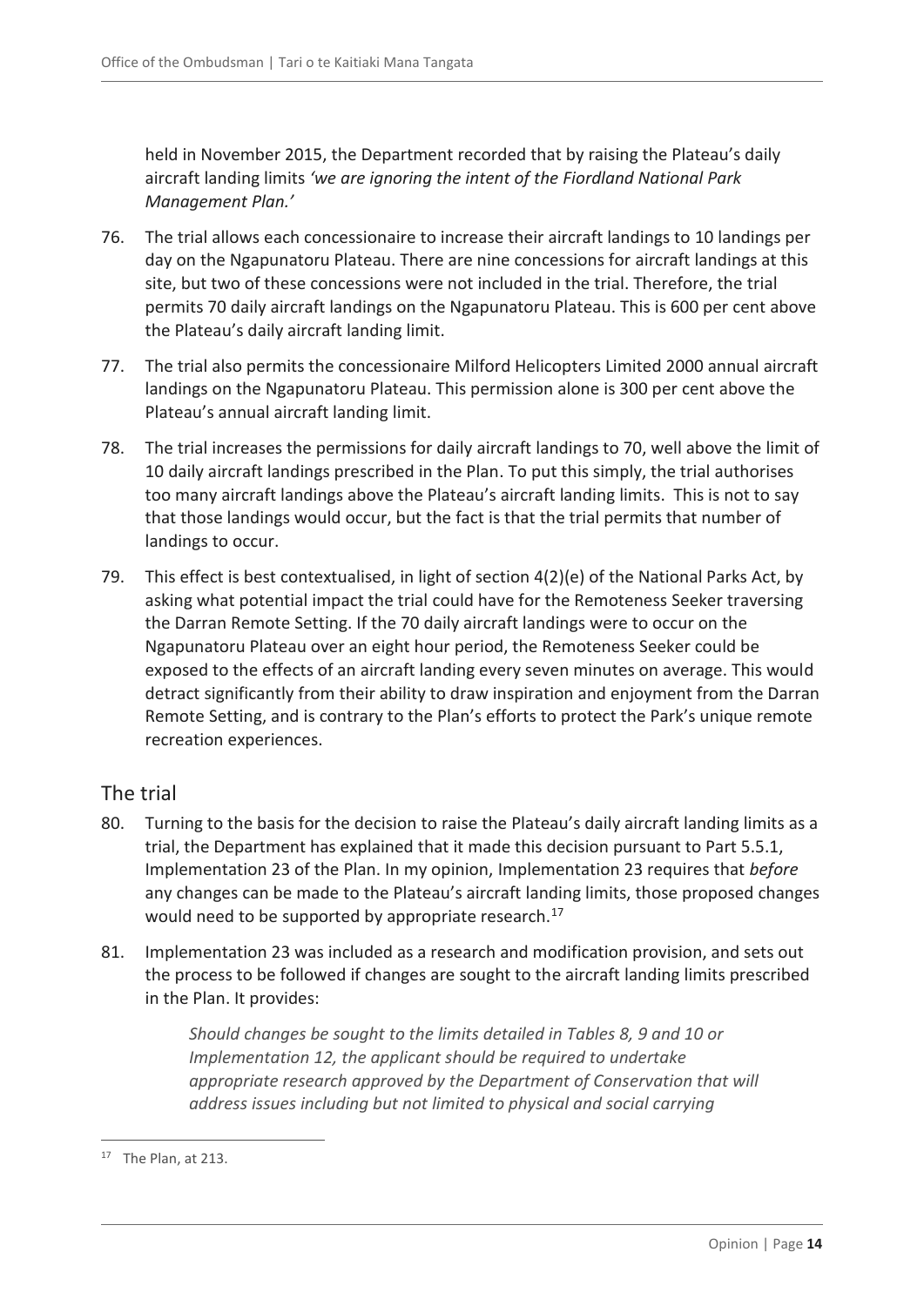held in November 2015, the Department recorded that by raising the Plateau's daily aircraft landing limits *'we are ignoring the intent of the Fiordland National Park Management Plan.'*

76. The trial allows each concessionaire to increase their aircraft landings to 10 landings per day on the Ngapunatoru Plateau. There are nine concessions for aircraft landings at this site, but two of these concessions were not included in the trial. Therefore, the trial permits 70 daily aircraft landings on the Ngapunatoru Plateau. This is 600 per cent above the Plateau's daily aircraft landing limit.

77. The trial also permits the concessionaire Milford Helicopters Limited 2000 annual aircraft landings on the Ngapunatoru Plateau. This permission alone is 300 per cent above the Plateau's annual aircraft landing limit.

78. The trial increases the permissions for daily aircraft landings to 70, well above the limit of 10 daily aircraft landings prescribed in the Plan. To put this simply, the trial authorises too many aircraft landings above the Plateau's aircraft landing limits. This is not to say that those landings would occur, but the fact is that the trial permits that number of landings to occur.

79. This effect is best contextualised, in light of section 4(2)(e) of the National Parks Act, by asking what potential impact the trial could have for the Remoteness Seeker traversing the Darran Remote Setting. If the 70 daily aircraft landings were to occur on the Ngapunatoru Plateau over an eight hour period, the Remoteness Seeker could be exposed to the effects of an aircraft landing every seven minutes on average. This would detract significantly from their ability to draw inspiration and enjoyment from the Darran Remote Setting, and is contrary to the Plan's efforts to protect the Park's unique remote recreation experiences.

## The trial

80. Turning to the basis for the decision to raise the Plateau's daily aircraft landing limits as a trial, the Department has explained that it made this decision pursuant to Part 5.5.1, Implementation 23 of the Plan. In my opinion, Implementation 23 requires that *before* any changes can be made to the Plateau's aircraft landing limits, those proposed changes would need to be supported by appropriate research.[17]

81. Implementation 23 was included as a research and modification provision, and sets out the process to be followed if changes are sought to the aircraft landing limits prescribed in the Plan. It provides:

> *Should changes be sought to the limits detailed in Tables 8, 9 and 10 or Implementation 12, the applicant should be required to undertake appropriate research approved by the Department of Conservation that will address issues including but not limited to physical and social carrying*

[17] The Plan, at 213.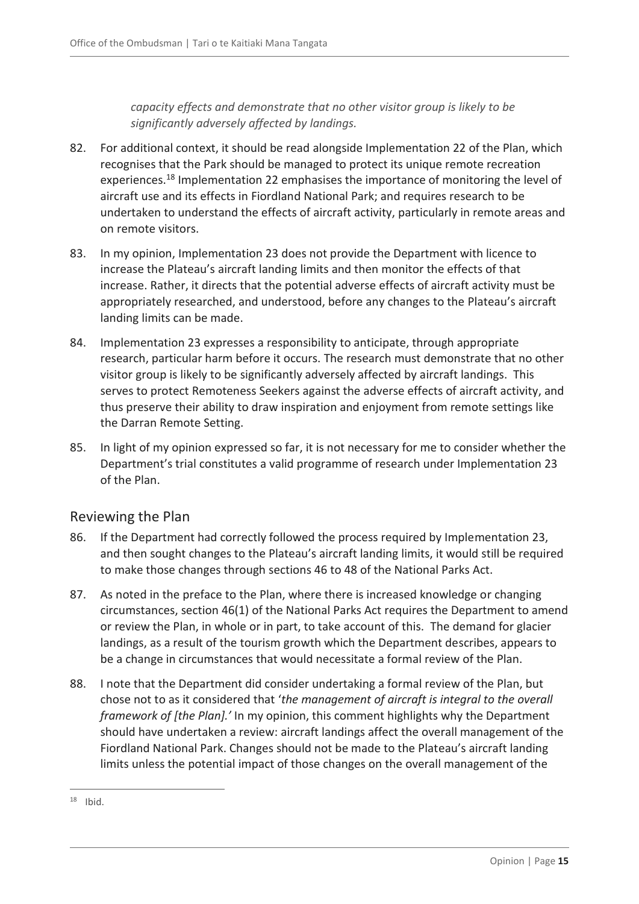*capacity effects and demonstrate that no other visitor group is likely to be significantly adversely affected by landings.*

82. For additional context, it should be read alongside Implementation 22 of the Plan, which recognises that the Park should be managed to protect its unique remote recreation experiences.[18] Implementation 22 emphasises the importance of monitoring the level of aircraft use and its effects in Fiordland National Park; and requires research to be undertaken to understand the effects of aircraft activity, particularly in remote areas and on remote visitors.

83. In my opinion, Implementation 23 does not provide the Department with licence to increase the Plateau's aircraft landing limits and then monitor the effects of that increase. Rather, it directs that the potential adverse effects of aircraft activity must be appropriately researched, and understood, before any changes to the Plateau's aircraft landing limits can be made.

84. Implementation 23 expresses a responsibility to anticipate, through appropriate research, particular harm before it occurs. The research must demonstrate that no other visitor group is likely to be significantly adversely affected by aircraft landings. This serves to protect Remoteness Seekers against the adverse effects of aircraft activity, and thus preserve their ability to draw inspiration and enjoyment from remote settings like the Darran Remote Setting.

85. In light of my opinion expressed so far, it is not necessary for me to consider whether the Department's trial constitutes a valid programme of research under Implementation 23 of the Plan.

## Reviewing the Plan

86. If the Department had correctly followed the process required by Implementation 23, and then sought changes to the Plateau's aircraft landing limits, it would still be required to make those changes through sections 46 to 48 of the National Parks Act.

87. As noted in the preface to the Plan, where there is increased knowledge or changing circumstances, section 46(1) of the National Parks Act requires the Department to amend or review the Plan, in whole or in part, to take account of this. The demand for glacier landings, as a result of the tourism growth which the Department describes, appears to be a change in circumstances that would necessitate a formal review of the Plan.

88. I note that the Department did consider undertaking a formal review of the Plan, but chose not to as it considered that '*the management of aircraft is integral to the overall framework of [the Plan].'* In my opinion, this comment highlights why the Department should have undertaken a review: aircraft landings affect the overall management of the Fiordland National Park. Changes should not be made to the Plateau's aircraft landing limits unless the potential impact of those changes on the overall management of the

---

[18] Ibid.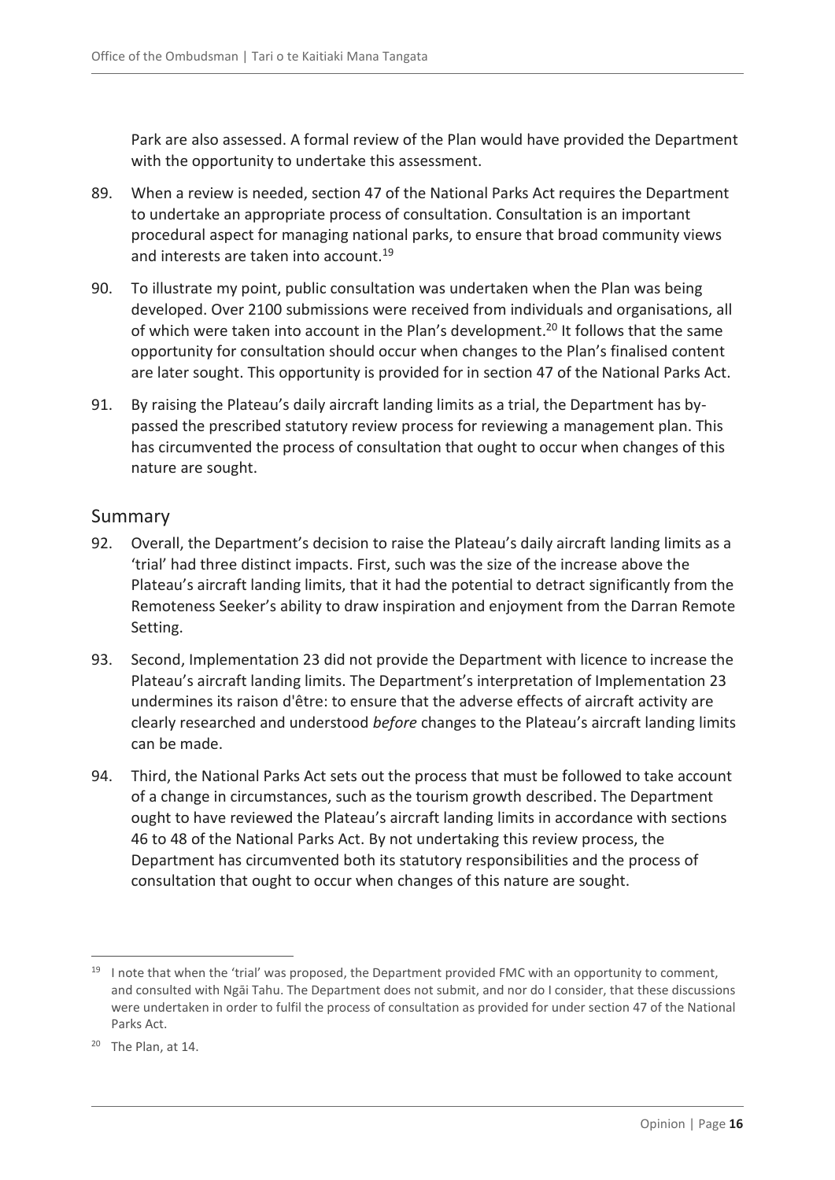Park are also assessed. A formal review of the Plan would have provided the Department with the opportunity to undertake this assessment.

89. When a review is needed, section 47 of the National Parks Act requires the Department to undertake an appropriate process of consultation. Consultation is an important procedural aspect for managing national parks, to ensure that broad community views and interests are taken into account.[19]

90. To illustrate my point, public consultation was undertaken when the Plan was being developed. Over 2100 submissions were received from individuals and organisations, all of which were taken into account in the Plan's development.[20] It follows that the same opportunity for consultation should occur when changes to the Plan's finalised content are later sought. This opportunity is provided for in section 47 of the National Parks Act.

91. By raising the Plateau's daily aircraft landing limits as a trial, the Department has by-passed the prescribed statutory review process for reviewing a management plan. This has circumvented the process of consultation that ought to occur when changes of this nature are sought.

## Summary

92. Overall, the Department's decision to raise the Plateau's daily aircraft landing limits as a 'trial' had three distinct impacts. First, such was the size of the increase above the Plateau's aircraft landing limits, that it had the potential to detract significantly from the Remoteness Seeker's ability to draw inspiration and enjoyment from the Darran Remote Setting.

93. Second, Implementation 23 did not provide the Department with licence to increase the Plateau's aircraft landing limits. The Department's interpretation of Implementation 23 undermines its raison d'être: to ensure that the adverse effects of aircraft activity are clearly researched and understood *before* changes to the Plateau's aircraft landing limits can be made.

94. Third, the National Parks Act sets out the process that must be followed to take account of a change in circumstances, such as the tourism growth described. The Department ought to have reviewed the Plateau's aircraft landing limits in accordance with sections 46 to 48 of the National Parks Act. By not undertaking this review process, the Department has circumvented both its statutory responsibilities and the process of consultation that ought to occur when changes of this nature are sought.

---

[19] I note that when the 'trial' was proposed, the Department provided FMC with an opportunity to comment, and consulted with Ngāi Tahu. The Department does not submit, and nor do I consider, that these discussions were undertaken in order to fulfil the process of consultation as provided for under section 47 of the National Parks Act.

[20] The Plan, at 14.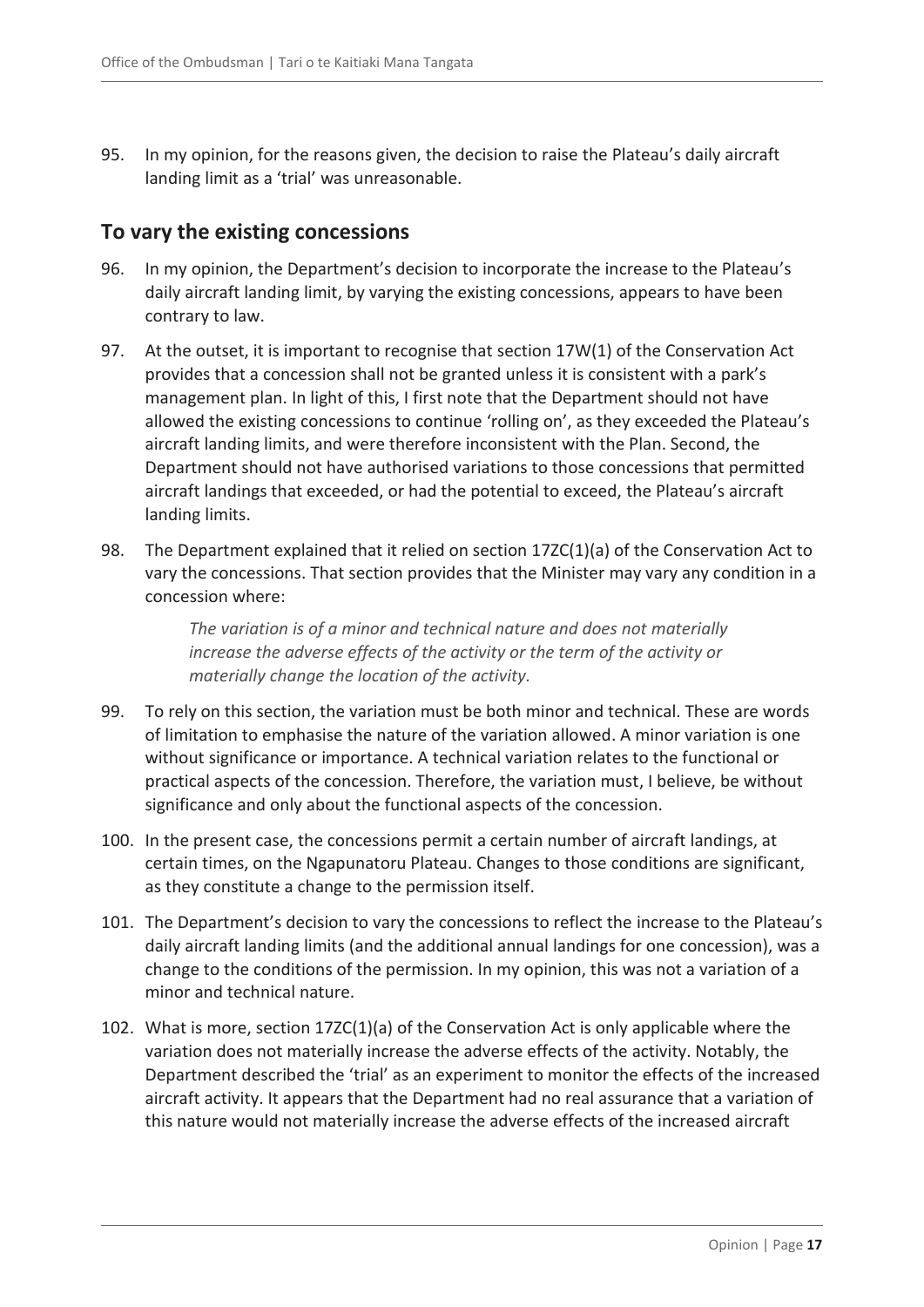95. In my opinion, for the reasons given, the decision to raise the Plateau's daily aircraft landing limit as a 'trial' was unreasonable.

## To vary the existing concessions

96. In my opinion, the Department's decision to incorporate the increase to the Plateau's daily aircraft landing limit, by varying the existing concessions, appears to have been contrary to law.

97. At the outset, it is important to recognise that section 17W(1) of the Conservation Act provides that a concession shall not be granted unless it is consistent with a park's management plan. In light of this, I first note that the Department should not have allowed the existing concessions to continue 'rolling on', as they exceeded the Plateau's aircraft landing limits, and were therefore inconsistent with the Plan. Second, the Department should not have authorised variations to those concessions that permitted aircraft landings that exceeded, or had the potential to exceed, the Plateau's aircraft landing limits.

98. The Department explained that it relied on section 17ZC(1)(a) of the Conservation Act to vary the concessions. That section provides that the Minister may vary any condition in a concession where:

    > *The variation is of a minor and technical nature and does not materially increase the adverse effects of the activity or the term of the activity or materially change the location of the activity.*

99. To rely on this section, the variation must be both minor and technical. These are words of limitation to emphasise the nature of the variation allowed. A minor variation is one without significance or importance. A technical variation relates to the functional or practical aspects of the concession. Therefore, the variation must, I believe, be without significance and only about the functional aspects of the concession.

100. In the present case, the concessions permit a certain number of aircraft landings, at certain times, on the Ngapunatoru Plateau. Changes to those conditions are significant, as they constitute a change to the permission itself.

101. The Department's decision to vary the concessions to reflect the increase to the Plateau's daily aircraft landing limits (and the additional annual landings for one concession), was a change to the conditions of the permission. In my opinion, this was not a variation of a minor and technical nature.

102. What is more, section 17ZC(1)(a) of the Conservation Act is only applicable where the variation does not materially increase the adverse effects of the activity. Notably, the Department described the 'trial' as an experiment to monitor the effects of the increased aircraft activity. It appears that the Department had no real assurance that a variation of this nature would not materially increase the adverse effects of the increased aircraft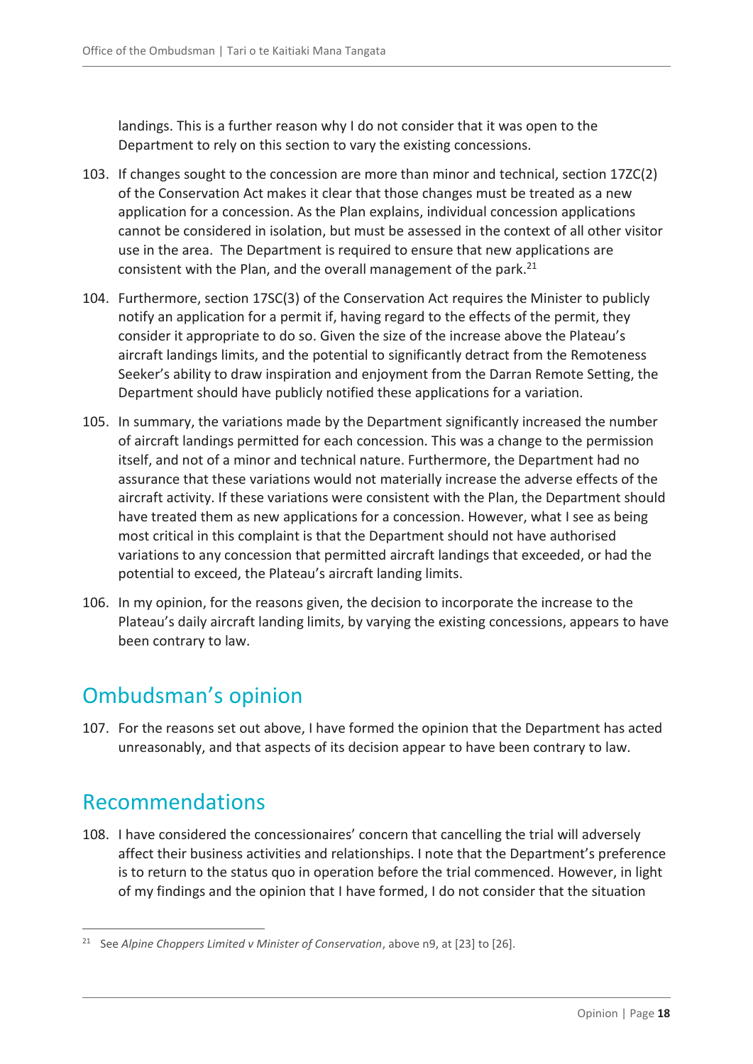landings. This is a further reason why I do not consider that it was open to the Department to rely on this section to vary the existing concessions.

103. If changes sought to the concession are more than minor and technical, section 17ZC(2) of the Conservation Act makes it clear that those changes must be treated as a new application for a concession. As the Plan explains, individual concession applications cannot be considered in isolation, but must be assessed in the context of all other visitor use in the area. The Department is required to ensure that new applications are consistent with the Plan, and the overall management of the park.[21]

104. Furthermore, section 17SC(3) of the Conservation Act requires the Minister to publicly notify an application for a permit if, having regard to the effects of the permit, they consider it appropriate to do so. Given the size of the increase above the Plateau's aircraft landings limits, and the potential to significantly detract from the Remoteness Seeker's ability to draw inspiration and enjoyment from the Darran Remote Setting, the Department should have publicly notified these applications for a variation.

105. In summary, the variations made by the Department significantly increased the number of aircraft landings permitted for each concession. This was a change to the permission itself, and not of a minor and technical nature. Furthermore, the Department had no assurance that these variations would not materially increase the adverse effects of the aircraft activity. If these variations were consistent with the Plan, the Department should have treated them as new applications for a concession. However, what I see as being most critical in this complaint is that the Department should not have authorised variations to any concession that permitted aircraft landings that exceeded, or had the potential to exceed, the Plateau's aircraft landing limits.

106. In my opinion, for the reasons given, the decision to incorporate the increase to the Plateau's daily aircraft landing limits, by varying the existing concessions, appears to have been contrary to law.

## Ombudsman's opinion

107. For the reasons set out above, I have formed the opinion that the Department has acted unreasonably, and that aspects of its decision appear to have been contrary to law.

## Recommendations

108. I have considered the concessionaires' concern that cancelling the trial will adversely affect their business activities and relationships. I note that the Department's preference is to return to the status quo in operation before the trial commenced. However, in light of my findings and the opinion that I have formed, I do not consider that the situation

---

[21] See *Alpine Choppers Limited v Minister of Conservation*, above n9, at [23] to [26].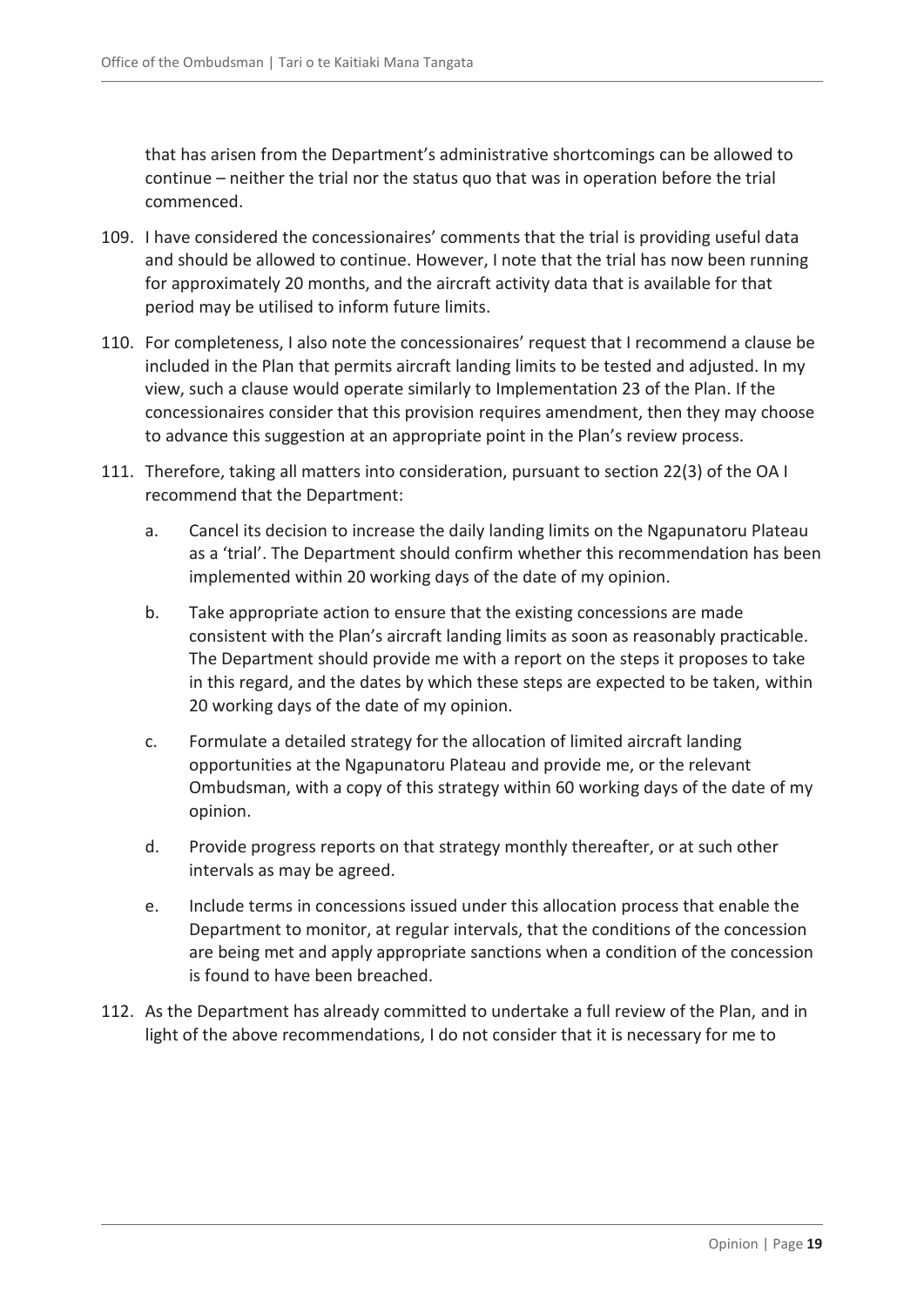that has arisen from the Department's administrative shortcomings can be allowed to continue – neither the trial nor the status quo that was in operation before the trial commenced.

109. I have considered the concessionaires' comments that the trial is providing useful data and should be allowed to continue. However, I note that the trial has now been running for approximately 20 months, and the aircraft activity data that is available for that period may be utilised to inform future limits.

110. For completeness, I also note the concessionaires' request that I recommend a clause be included in the Plan that permits aircraft landing limits to be tested and adjusted. In my view, such a clause would operate similarly to Implementation 23 of the Plan. If the concessionaires consider that this provision requires amendment, then they may choose to advance this suggestion at an appropriate point in the Plan's review process.

111. Therefore, taking all matters into consideration, pursuant to section 22(3) of the OA I recommend that the Department:

    a. Cancel its decision to increase the daily landing limits on the Ngapunatoru Plateau as a 'trial'. The Department should confirm whether this recommendation has been implemented within 20 working days of the date of my opinion.

    b. Take appropriate action to ensure that the existing concessions are made consistent with the Plan's aircraft landing limits as soon as reasonably practicable. The Department should provide me with a report on the steps it proposes to take in this regard, and the dates by which these steps are expected to be taken, within 20 working days of the date of my opinion.

    c. Formulate a detailed strategy for the allocation of limited aircraft landing opportunities at the Ngapunatoru Plateau and provide me, or the relevant Ombudsman, with a copy of this strategy within 60 working days of the date of my opinion.

    d. Provide progress reports on that strategy monthly thereafter, or at such other intervals as may be agreed.

    e. Include terms in concessions issued under this allocation process that enable the Department to monitor, at regular intervals, that the conditions of the concession are being met and apply appropriate sanctions when a condition of the concession is found to have been breached.

112. As the Department has already committed to undertake a full review of the Plan, and in light of the above recommendations, I do not consider that it is necessary for me to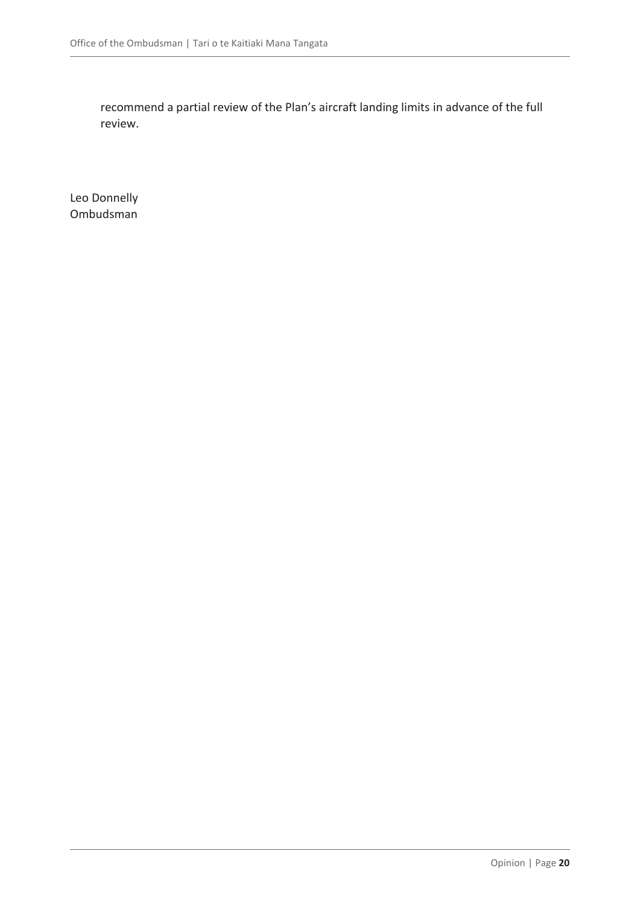recommend a partial review of the Plan's aircraft landing limits in advance of the full review.

Leo Donnelly
Ombudsman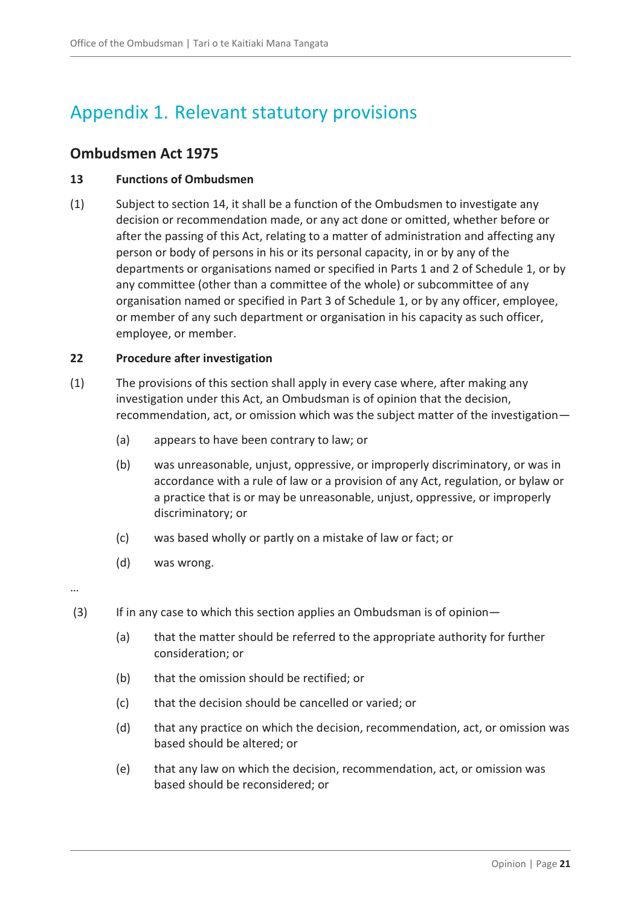# Appendix 1. Relevant statutory provisions

## Ombudsmen Act 1975

**13 Functions of Ombudsmen**

(1) Subject to section 14, it shall be a function of the Ombudsmen to investigate any decision or recommendation made, or any act done or omitted, whether before or after the passing of this Act, relating to a matter of administration and affecting any person or body of persons in his or its personal capacity, in or by any of the departments or organisations named or specified in Parts 1 and 2 of Schedule 1, or by any committee (other than a committee of the whole) or subcommittee of any organisation named or specified in Part 3 of Schedule 1, or by any officer, employee, or member of any such department or organisation in his capacity as such officer, employee, or member.

**22 Procedure after investigation**

(1) The provisions of this section shall apply in every case where, after making any investigation under this Act, an Ombudsman is of opinion that the decision, recommendation, act, or omission which was the subject matter of the investigation—

- (a) appears to have been contrary to law; or
- (b) was unreasonable, unjust, oppressive, or improperly discriminatory, or was in accordance with a rule of law or a provision of any Act, regulation, or bylaw or a practice that is or may be unreasonable, unjust, oppressive, or improperly discriminatory; or
- (c) was based wholly or partly on a mistake of law or fact; or
- (d) was wrong.

…

(3) If in any case to which this section applies an Ombudsman is of opinion—

- (a) that the matter should be referred to the appropriate authority for further consideration; or
- (b) that the omission should be rectified; or
- (c) that the decision should be cancelled or varied; or
- (d) that any practice on which the decision, recommendation, act, or omission was based should be altered; or
- (e) that any law on which the decision, recommendation, act, or omission was based should be reconsidered; or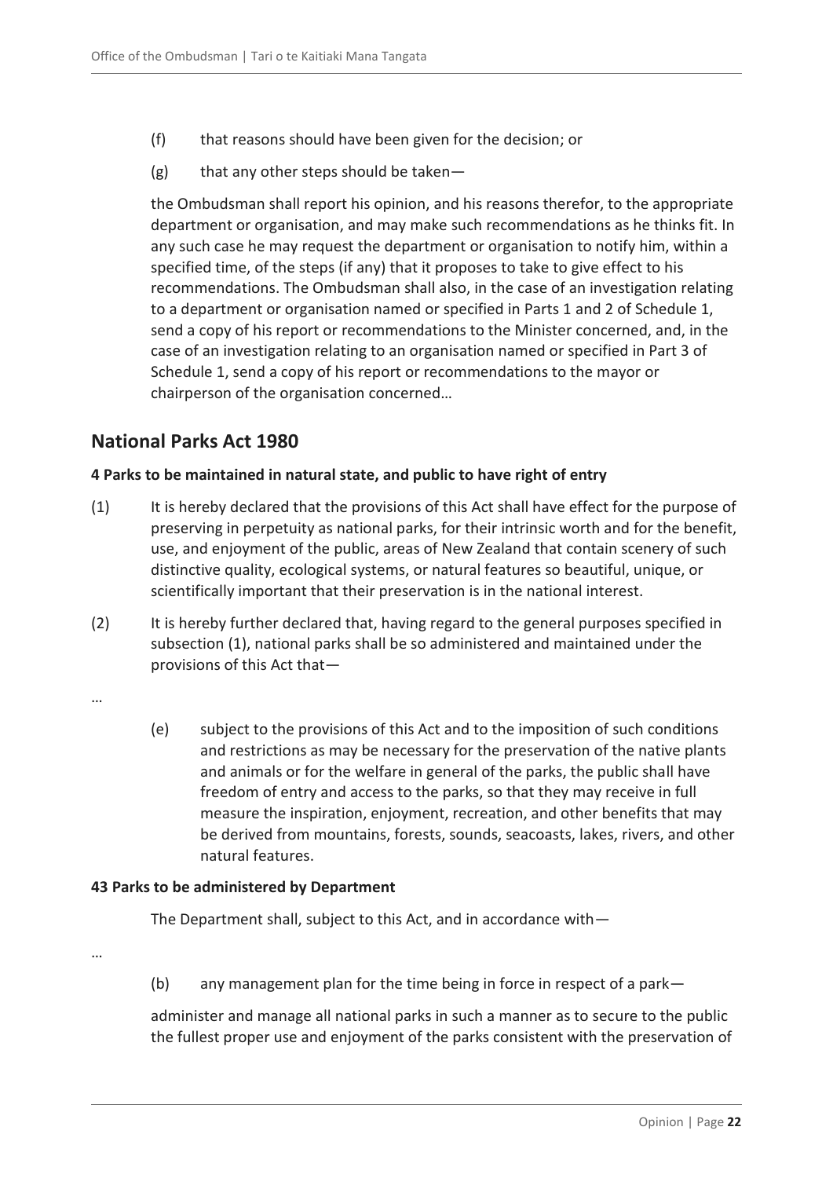(f) that reasons should have been given for the decision; or

(g) that any other steps should be taken—

the Ombudsman shall report his opinion, and his reasons therefor, to the appropriate department or organisation, and may make such recommendations as he thinks fit. In any such case he may request the department or organisation to notify him, within a specified time, of the steps (if any) that it proposes to take to give effect to his recommendations. The Ombudsman shall also, in the case of an investigation relating to a department or organisation named or specified in Parts 1 and 2 of Schedule 1, send a copy of his report or recommendations to the Minister concerned, and, in the case of an investigation relating to an organisation named or specified in Part 3 of Schedule 1, send a copy of his report or recommendations to the mayor or chairperson of the organisation concerned…

## National Parks Act 1980

**4 Parks to be maintained in natural state, and public to have right of entry**

(1) It is hereby declared that the provisions of this Act shall have effect for the purpose of preserving in perpetuity as national parks, for their intrinsic worth and for the benefit, use, and enjoyment of the public, areas of New Zealand that contain scenery of such distinctive quality, ecological systems, or natural features so beautiful, unique, or scientifically important that their preservation is in the national interest.

(2) It is hereby further declared that, having regard to the general purposes specified in subsection (1), national parks shall be so administered and maintained under the provisions of this Act that—

…

(e) subject to the provisions of this Act and to the imposition of such conditions and restrictions as may be necessary for the preservation of the native plants and animals or for the welfare in general of the parks, the public shall have freedom of entry and access to the parks, so that they may receive in full measure the inspiration, enjoyment, recreation, and other benefits that may be derived from mountains, forests, sounds, seacoasts, lakes, rivers, and other natural features.

**43 Parks to be administered by Department**

The Department shall, subject to this Act, and in accordance with—

…

(b) any management plan for the time being in force in respect of a park—

administer and manage all national parks in such a manner as to secure to the public the fullest proper use and enjoyment of the parks consistent with the preservation of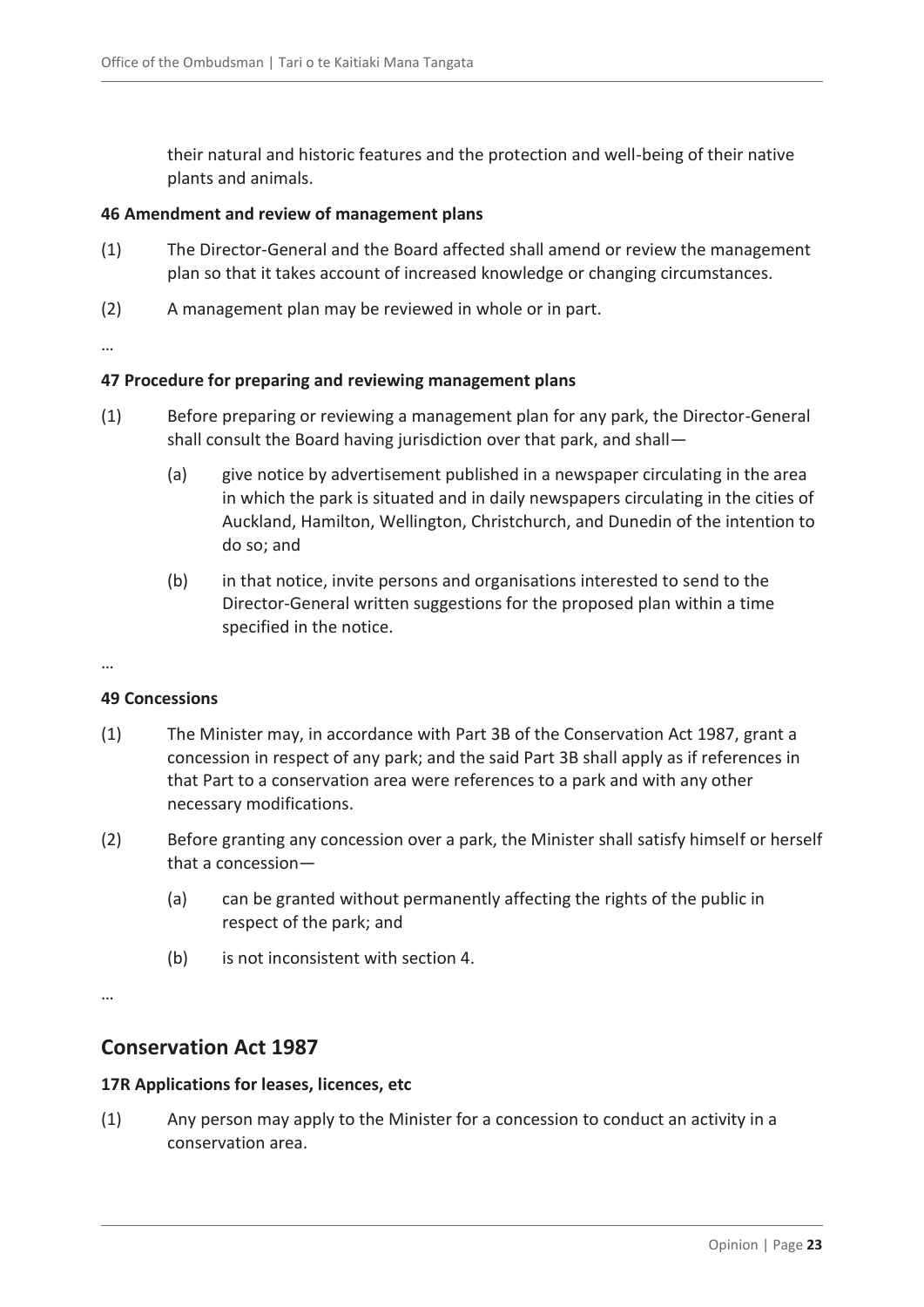their natural and historic features and the protection and well-being of their native plants and animals.

**46 Amendment and review of management plans**

(1) The Director-General and the Board affected shall amend or review the management plan so that it takes account of increased knowledge or changing circumstances.

(2) A management plan may be reviewed in whole or in part.

…

**47 Procedure for preparing and reviewing management plans**

(1) Before preparing or reviewing a management plan for any park, the Director-General shall consult the Board having jurisdiction over that park, and shall—

> (a) give notice by advertisement published in a newspaper circulating in the area in which the park is situated and in daily newspapers circulating in the cities of Auckland, Hamilton, Wellington, Christchurch, and Dunedin of the intention to do so; and
>
> (b) in that notice, invite persons and organisations interested to send to the Director-General written suggestions for the proposed plan within a time specified in the notice.

…

**49 Concessions**

(1) The Minister may, in accordance with Part 3B of the Conservation Act 1987, grant a concession in respect of any park; and the said Part 3B shall apply as if references in that Part to a conservation area were references to a park and with any other necessary modifications.

(2) Before granting any concession over a park, the Minister shall satisfy himself or herself that a concession—

> (a) can be granted without permanently affecting the rights of the public in respect of the park; and
>
> (b) is not inconsistent with section 4.

…

## Conservation Act 1987

**17R Applications for leases, licences, etc**

(1) Any person may apply to the Minister for a concession to conduct an activity in a conservation area.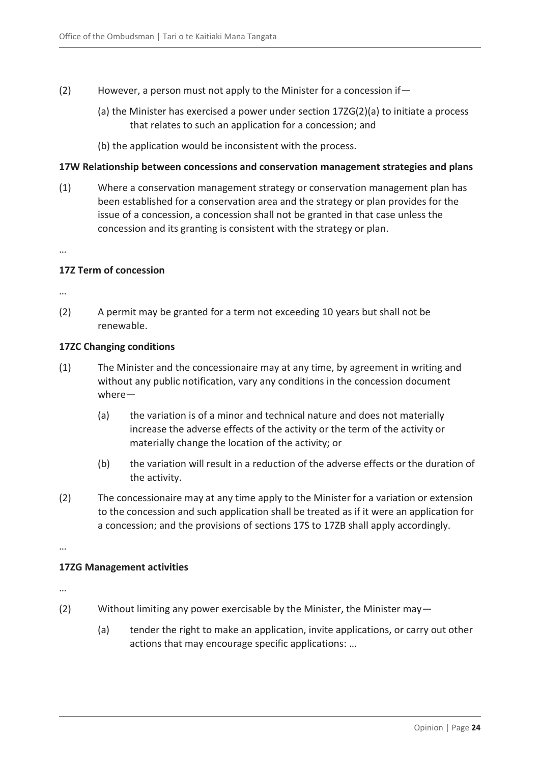(2) However, a person must not apply to the Minister for a concession if—

(a) the Minister has exercised a power under section 17ZG(2)(a) to initiate a process that relates to such an application for a concession; and

(b) the application would be inconsistent with the process.

**17W Relationship between concessions and conservation management strategies and plans**

(1) Where a conservation management strategy or conservation management plan has been established for a conservation area and the strategy or plan provides for the issue of a concession, a concession shall not be granted in that case unless the concession and its granting is consistent with the strategy or plan.

…

**17Z Term of concession**

…

(2) A permit may be granted for a term not exceeding 10 years but shall not be renewable.

**17ZC Changing conditions**

(1) The Minister and the concessionaire may at any time, by agreement in writing and without any public notification, vary any conditions in the concession document where—

(a) the variation is of a minor and technical nature and does not materially increase the adverse effects of the activity or the term of the activity or materially change the location of the activity; or

(b) the variation will result in a reduction of the adverse effects or the duration of the activity.

(2) The concessionaire may at any time apply to the Minister for a variation or extension to the concession and such application shall be treated as if it were an application for a concession; and the provisions of sections 17S to 17ZB shall apply accordingly.

…

**17ZG Management activities**

…

(2) Without limiting any power exercisable by the Minister, the Minister may—

(a) tender the right to make an application, invite applications, or carry out other actions that may encourage specific applications: …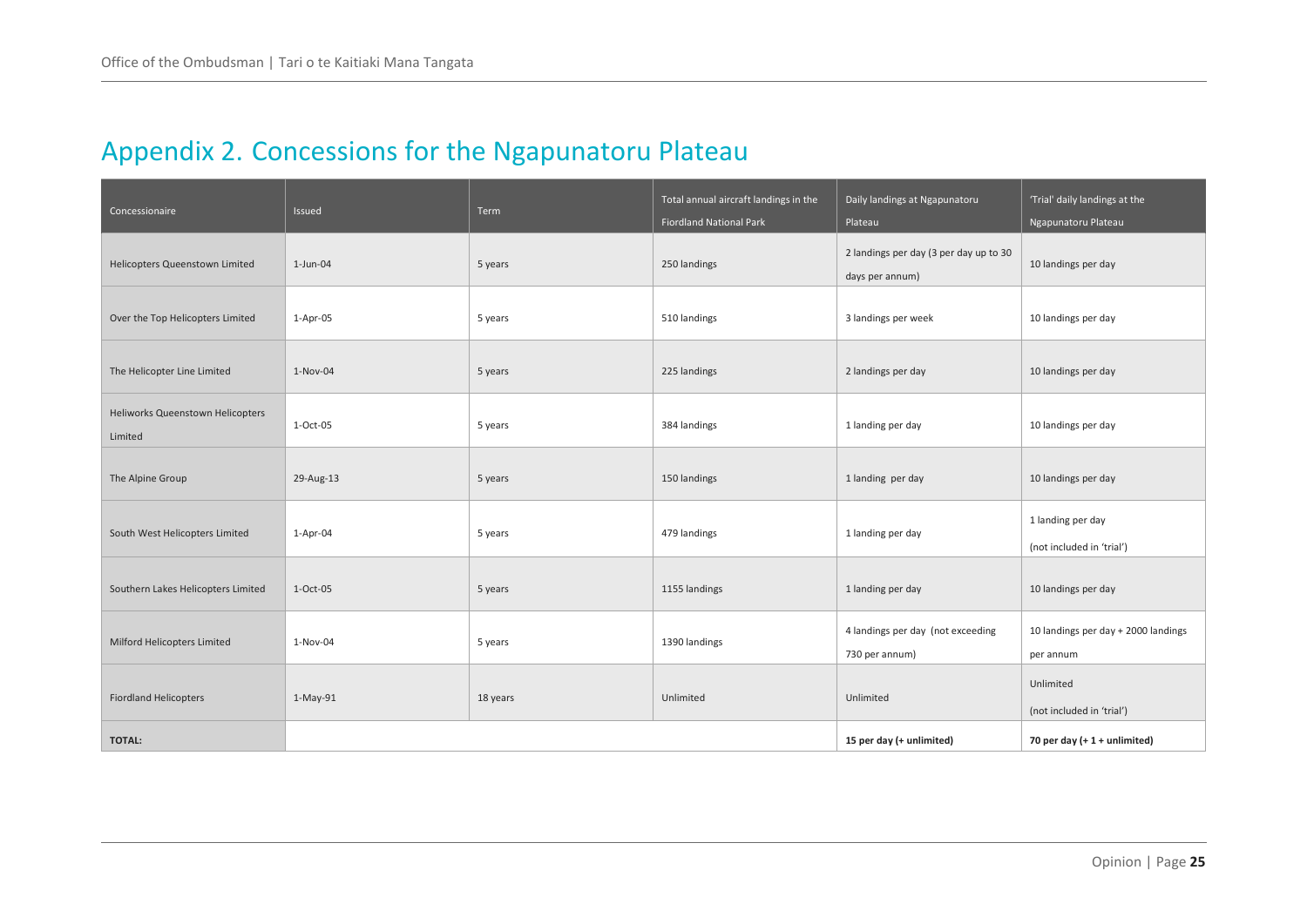# Appendix 2. Concessions for the Ngapunatoru Plateau

| Concessionaire | Issued | Term | Total annual aircraft landings in the Fiordland National Park | Daily landings at Ngapunatoru Plateau | 'Trial' daily landings at the Ngapunatoru Plateau |
|---|---|---|---|---|---|
| Helicopters Queenstown Limited | 1-Jun-04 | 5 years | 250 landings | 2 landings per day (3 per day up to 30 days per annum) | 10 landings per day |
| Over the Top Helicopters Limited | 1-Apr-05 | 5 years | 510 landings | 3 landings per week | 10 landings per day |
| The Helicopter Line Limited | 1-Nov-04 | 5 years | 225 landings | 2 landings per day | 10 landings per day |
| Heliworks Queenstown Helicopters Limited | 1-Oct-05 | 5 years | 384 landings | 1 landing per day | 10 landings per day |
| The Alpine Group | 29-Aug-13 | 5 years | 150 landings | 1 landing per day | 10 landings per day |
| South West Helicopters Limited | 1-Apr-04 | 5 years | 479 landings | 1 landing per day | 1 landing per day (not included in 'trial') |
| Southern Lakes Helicopters Limited | 1-Oct-05 | 5 years | 1155 landings | 1 landing per day | 10 landings per day |
| Milford Helicopters Limited | 1-Nov-04 | 5 years | 1390 landings | 4 landings per day (not exceeding 730 per annum) | 10 landings per day + 2000 landings per annum |
| Fiordland Helicopters | 1-May-91 | 18 years | Unlimited | Unlimited | Unlimited (not included in 'trial') |
| **TOTAL:** | | | | **15 per day (+ unlimited)** | **70 per day (+ 1 + unlimited)** |